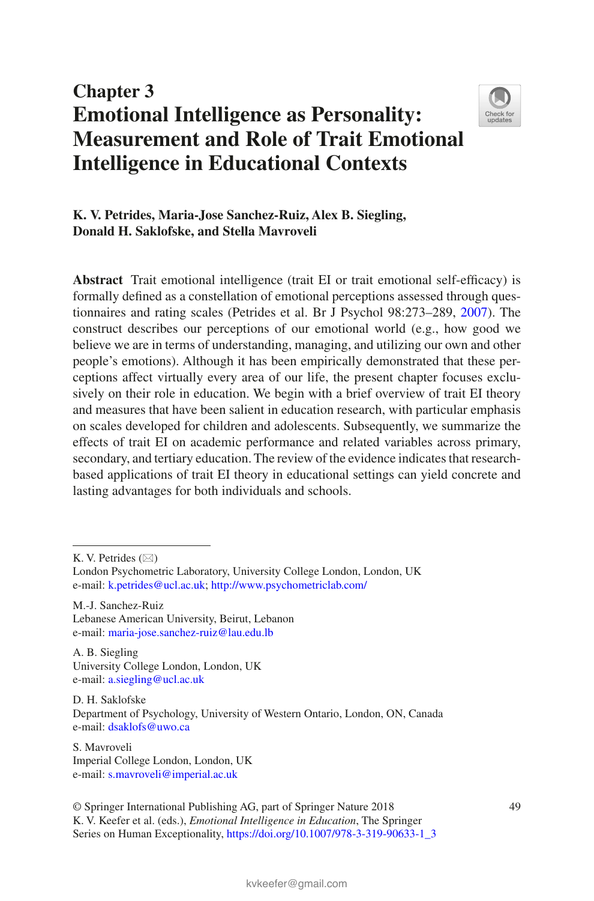# Chapter 3
# Emotional Intelligence as Personality: Measurement and Role of Trait Emotional Intelligence in Educational Contexts

**K. V. Petrides, Maria-Jose Sanchez-Ruiz, Alex B. Siegling, Donald H. Saklofske, and Stella Mavroveli**

**Abstract** Trait emotional intelligence (trait EI or trait emotional self-efficacy) is formally defined as a constellation of emotional perceptions assessed through questionnaires and rating scales (Petrides et al. Br J Psychol 98:273–289, 2007). The construct describes our perceptions of our emotional world (e.g., how good we believe we are in terms of understanding, managing, and utilizing our own and other people's emotions). Although it has been empirically demonstrated that these perceptions affect virtually every area of our life, the present chapter focuses exclusively on their role in education. We begin with a brief overview of trait EI theory and measures that have been salient in education research, with particular emphasis on scales developed for children and adolescents. Subsequently, we summarize the effects of trait EI on academic performance and related variables across primary, secondary, and tertiary education. The review of the evidence indicates that research-based applications of trait EI theory in educational settings can yield concrete and lasting advantages for both individuals and schools.

---

K. V. Petrides (✉)
London Psychometric Laboratory, University College London, London, UK
e-mail: k.petrides@ucl.ac.uk; http://www.psychometriclab.com/

M.-J. Sanchez-Ruiz
Lebanese American University, Beirut, Lebanon
e-mail: maria-jose.sanchez-ruiz@lau.edu.lb

A. B. Siegling
University College London, London, UK
e-mail: a.siegling@ucl.ac.uk

D. H. Saklofske
Department of Psychology, University of Western Ontario, London, ON, Canada
e-mail: dsaklofs@uwo.ca

S. Mavroveli
Imperial College London, London, UK
e-mail: s.mavroveli@imperial.ac.uk

© Springer International Publishing AG, part of Springer Nature 2018
K. V. Keefer et al. (eds.), *Emotional Intelligence in Education*, The Springer Series on Human Exceptionality, https://doi.org/10.1007/978-3-319-90633-1_3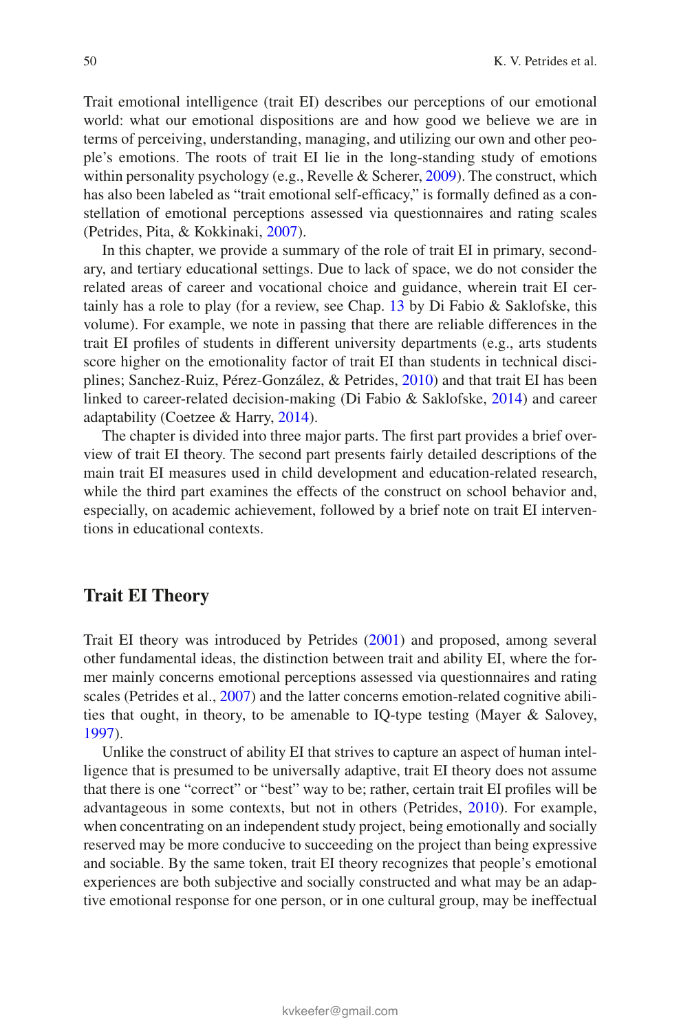Trait emotional intelligence (trait EI) describes our perceptions of our emotional world: what our emotional dispositions are and how good we believe we are in terms of perceiving, understanding, managing, and utilizing our own and other people's emotions. The roots of trait EI lie in the long-standing study of emotions within personality psychology (e.g., Revelle & Scherer, 2009). The construct, which has also been labeled as "trait emotional self-efficacy," is formally defined as a constellation of emotional perceptions assessed via questionnaires and rating scales (Petrides, Pita, & Kokkinaki, 2007).

In this chapter, we provide a summary of the role of trait EI in primary, secondary, and tertiary educational settings. Due to lack of space, we do not consider the related areas of career and vocational choice and guidance, wherein trait EI certainly has a role to play (for a review, see Chap. 13 by Di Fabio & Saklofske, this volume). For example, we note in passing that there are reliable differences in the trait EI profiles of students in different university departments (e.g., arts students score higher on the emotionality factor of trait EI than students in technical disciplines; Sanchez-Ruiz, Pérez-González, & Petrides, 2010) and that trait EI has been linked to career-related decision-making (Di Fabio & Saklofske, 2014) and career adaptability (Coetzee & Harry, 2014).

The chapter is divided into three major parts. The first part provides a brief overview of trait EI theory. The second part presents fairly detailed descriptions of the main trait EI measures used in child development and education-related research, while the third part examines the effects of the construct on school behavior and, especially, on academic achievement, followed by a brief note on trait EI interventions in educational contexts.

## Trait EI Theory

Trait EI theory was introduced by Petrides (2001) and proposed, among several other fundamental ideas, the distinction between trait and ability EI, where the former mainly concerns emotional perceptions assessed via questionnaires and rating scales (Petrides et al., 2007) and the latter concerns emotion-related cognitive abilities that ought, in theory, to be amenable to IQ-type testing (Mayer & Salovey, 1997).

Unlike the construct of ability EI that strives to capture an aspect of human intelligence that is presumed to be universally adaptive, trait EI theory does not assume that there is one "correct" or "best" way to be; rather, certain trait EI profiles will be advantageous in some contexts, but not in others (Petrides, 2010). For example, when concentrating on an independent study project, being emotionally and socially reserved may be more conducive to succeeding on the project than being expressive and sociable. By the same token, trait EI theory recognizes that people's emotional experiences are both subjective and socially constructed and what may be an adaptive emotional response for one person, or in one cultural group, may be ineffectual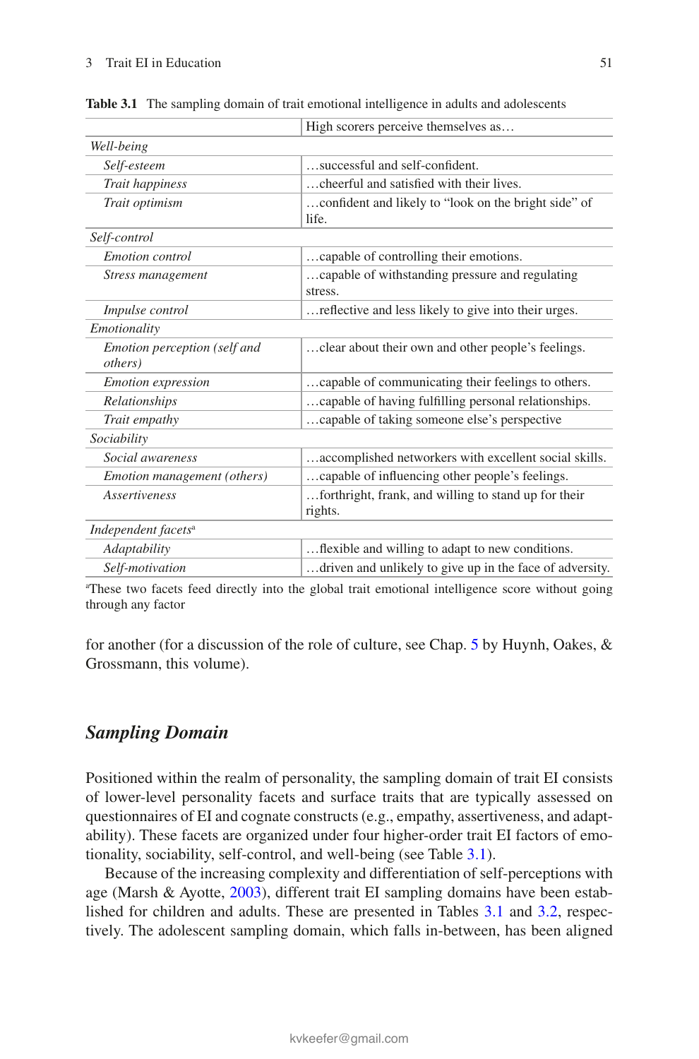**Table 3.1** The sampling domain of trait emotional intelligence in adults and adolescents

| | High scorers perceive themselves as… |
|---|---|
| *Well-being* | |
| *Self-esteem* | …successful and self-confident. |
| *Trait happiness* | …cheerful and satisfied with their lives. |
| *Trait optimism* | …confident and likely to "look on the bright side" of life. |
| *Self-control* | |
| *Emotion control* | …capable of controlling their emotions. |
| *Stress management* | …capable of withstanding pressure and regulating stress. |
| *Impulse control* | …reflective and less likely to give into their urges. |
| *Emotionality* | |
| *Emotion perception (self and others)* | …clear about their own and other people's feelings. |
| *Emotion expression* | …capable of communicating their feelings to others. |
| *Relationships* | …capable of having fulfilling personal relationships. |
| *Trait empathy* | …capable of taking someone else's perspective |
| *Sociability* | |
| *Social awareness* | …accomplished networkers with excellent social skills. |
| *Emotion management (others)* | …capable of influencing other people's feelings. |
| *Assertiveness* | …forthright, frank, and willing to stand up for their rights. |
| *Independent facets*[a] | |
| *Adaptability* | …flexible and willing to adapt to new conditions. |
| *Self-motivation* | …driven and unlikely to give up in the face of adversity. |

[a]These two facets feed directly into the global trait emotional intelligence score without going through any factor

for another (for a discussion of the role of culture, see Chap. 5 by Huynh, Oakes, & Grossmann, this volume).

## Sampling Domain

Positioned within the realm of personality, the sampling domain of trait EI consists of lower-level personality facets and surface traits that are typically assessed on questionnaires of EI and cognate constructs (e.g., empathy, assertiveness, and adaptability). These facets are organized under four higher-order trait EI factors of emotionality, sociability, self-control, and well-being (see Table 3.1).

Because of the increasing complexity and differentiation of self-perceptions with age (Marsh & Ayotte, 2003), different trait EI sampling domains have been established for children and adults. These are presented in Tables 3.1 and 3.2, respectively. The adolescent sampling domain, which falls in-between, has been aligned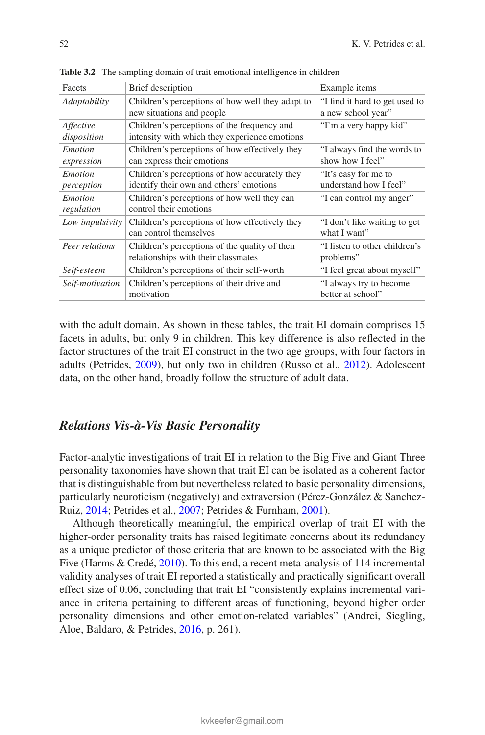**Table 3.2** The sampling domain of trait emotional intelligence in children

| Facets | Brief description | Example items |
|---|---|---|
| *Adaptability* | Children's perceptions of how well they adapt to new situations and people | "I find it hard to get used to a new school year" |
| *Affective disposition* | Children's perceptions of the frequency and intensity with which they experience emotions | "I'm a very happy kid" |
| *Emotion expression* | Children's perceptions of how effectively they can express their emotions | "I always find the words to show how I feel" |
| *Emotion perception* | Children's perceptions of how accurately they identify their own and others' emotions | "It's easy for me to understand how I feel" |
| *Emotion regulation* | Children's perceptions of how well they can control their emotions | "I can control my anger" |
| *Low impulsivity* | Children's perceptions of how effectively they can control themselves | "I don't like waiting to get what I want" |
| *Peer relations* | Children's perceptions of the quality of their relationships with their classmates | "I listen to other children's problems" |
| *Self-esteem* | Children's perceptions of their self-worth | "I feel great about myself" |
| *Self-motivation* | Children's perceptions of their drive and motivation | "I always try to become better at school" |

with the adult domain. As shown in these tables, the trait EI domain comprises 15 facets in adults, but only 9 in children. This key difference is also reflected in the factor structures of the trait EI construct in the two age groups, with four factors in adults (Petrides, 2009), but only two in children (Russo et al., 2012). Adolescent data, on the other hand, broadly follow the structure of adult data.

### *Relations Vis-à-Vis Basic Personality*

Factor-analytic investigations of trait EI in relation to the Big Five and Giant Three personality taxonomies have shown that trait EI can be isolated as a coherent factor that is distinguishable from but nevertheless related to basic personality dimensions, particularly neuroticism (negatively) and extraversion (Pérez-González & Sanchez-Ruiz, 2014; Petrides et al., 2007; Petrides & Furnham, 2001).

Although theoretically meaningful, the empirical overlap of trait EI with the higher-order personality traits has raised legitimate concerns about its redundancy as a unique predictor of those criteria that are known to be associated with the Big Five (Harms & Credé, 2010). To this end, a recent meta-analysis of 114 incremental validity analyses of trait EI reported a statistically and practically significant overall effect size of 0.06, concluding that trait EI "consistently explains incremental variance in criteria pertaining to different areas of functioning, beyond higher order personality dimensions and other emotion-related variables" (Andrei, Siegling, Aloe, Baldaro, & Petrides, 2016, p. 261).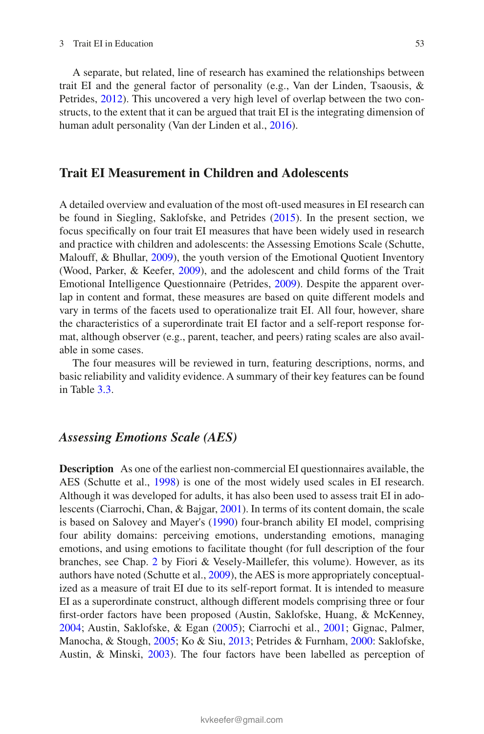A separate, but related, line of research has examined the relationships between trait EI and the general factor of personality (e.g., Van der Linden, Tsaousis, & Petrides, 2012). This uncovered a very high level of overlap between the two constructs, to the extent that it can be argued that trait EI is the integrating dimension of human adult personality (Van der Linden et al., 2016).

## Trait EI Measurement in Children and Adolescents

A detailed overview and evaluation of the most oft-used measures in EI research can be found in Siegling, Saklofske, and Petrides (2015). In the present section, we focus specifically on four trait EI measures that have been widely used in research and practice with children and adolescents: the Assessing Emotions Scale (Schutte, Malouff, & Bhullar, 2009), the youth version of the Emotional Quotient Inventory (Wood, Parker, & Keefer, 2009), and the adolescent and child forms of the Trait Emotional Intelligence Questionnaire (Petrides, 2009). Despite the apparent overlap in content and format, these measures are based on quite different models and vary in terms of the facets used to operationalize trait EI. All four, however, share the characteristics of a superordinate trait EI factor and a self-report response format, although observer (e.g., parent, teacher, and peers) rating scales are also available in some cases.

The four measures will be reviewed in turn, featuring descriptions, norms, and basic reliability and validity evidence. A summary of their key features can be found in Table 3.3.

### *Assessing Emotions Scale (AES)*

**Description** As one of the earliest non-commercial EI questionnaires available, the AES (Schutte et al., 1998) is one of the most widely used scales in EI research. Although it was developed for adults, it has also been used to assess trait EI in adolescents (Ciarrochi, Chan, & Bajgar, 2001). In terms of its content domain, the scale is based on Salovey and Mayer's (1990) four-branch ability EI model, comprising four ability domains: perceiving emotions, understanding emotions, managing emotions, and using emotions to facilitate thought (for full description of the four branches, see Chap. 2 by Fiori & Vesely-Maillefer, this volume). However, as its authors have noted (Schutte et al., 2009), the AES is more appropriately conceptualized as a measure of trait EI due to its self-report format. It is intended to measure EI as a superordinate construct, although different models comprising three or four first-order factors have been proposed (Austin, Saklofske, Huang, & McKenney, 2004; Austin, Saklofske, & Egan (2005); Ciarrochi et al., 2001; Gignac, Palmer, Manocha, & Stough, 2005; Ko & Siu, 2013; Petrides & Furnham, 2000: Saklofske, Austin, & Minski, 2003). The four factors have been labelled as perception of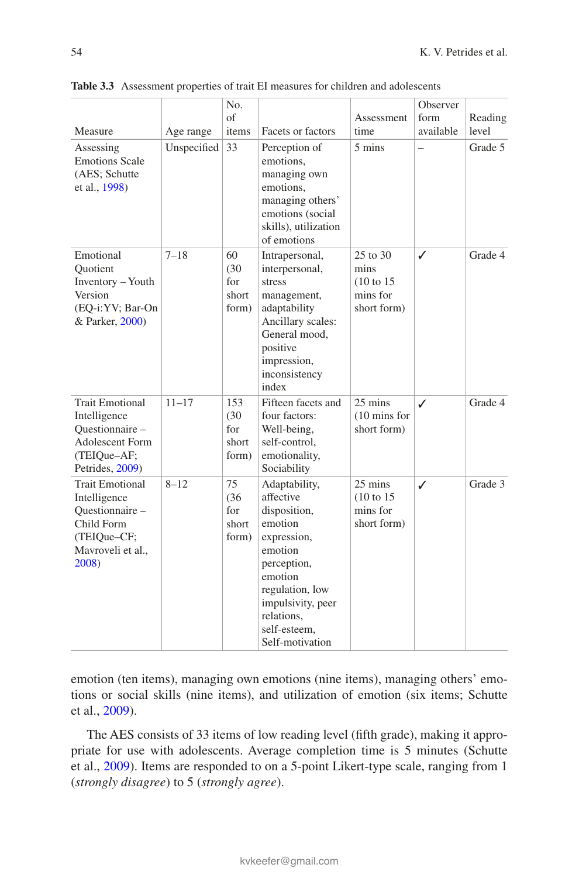**Table 3.3** Assessment properties of trait EI measures for children and adolescents

| Measure | Age range | No. of items | Facets or factors | Assessment time | Observer form available | Reading level |
|---|---|---|---|---|---|---|
| Assessing Emotions Scale (AES; Schutte et al., 1998) | Unspecified | 33 | Perception of emotions, managing own emotions, managing others' emotions (social skills), utilization of emotions | 5 mins | – | Grade 5 |
| Emotional Quotient Inventory – Youth Version (EQ-i:YV; Bar-On & Parker, 2000) | 7–18 | 60 (30 for short form) | Intrapersonal, interpersonal, stress management, adaptability Ancillary scales: General mood, positive impression, inconsistency index | 25 to 30 mins (10 to 15 mins for short form) | ✓ | Grade 4 |
| Trait Emotional Intelligence Questionnaire – Adolescent Form (TEIQue–AF; Petrides, 2009) | 11–17 | 153 (30 for short form) | Fifteen facets and four factors: Well-being, self-control, emotionality, Sociability | 25 mins (10 mins for short form) | ✓ | Grade 4 |
| Trait Emotional Intelligence Questionnaire – Child Form (TEIQue–CF; Mavroveli et al., 2008) | 8–12 | 75 (36 for short form) | Adaptability, affective disposition, emotion expression, emotion perception, emotion regulation, low impulsivity, peer relations, self-esteem, Self-motivation | 25 mins (10 to 15 mins for short form) | ✓ | Grade 3 |

emotion (ten items), managing own emotions (nine items), managing others' emotions or social skills (nine items), and utilization of emotion (six items; Schutte et al., 2009).

The AES consists of 33 items of low reading level (fifth grade), making it appropriate for use with adolescents. Average completion time is 5 minutes (Schutte et al., 2009). Items are responded to on a 5-point Likert-type scale, ranging from 1 (*strongly disagree*) to 5 (*strongly agree*).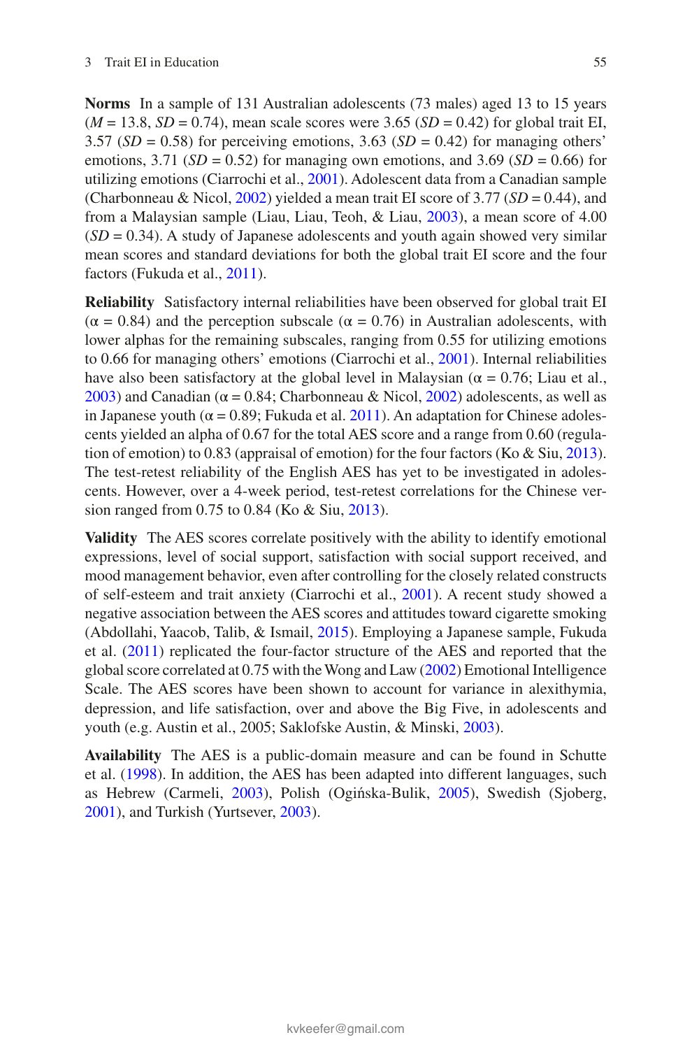**Norms** In a sample of 131 Australian adolescents (73 males) aged 13 to 15 years ($M = 13.8$, $SD = 0.74$), mean scale scores were 3.65 ($SD = 0.42$) for global trait EI, 3.57 ($SD = 0.58$) for perceiving emotions, 3.63 ($SD = 0.42$) for managing others' emotions, 3.71 ($SD = 0.52$) for managing own emotions, and 3.69 ($SD = 0.66$) for utilizing emotions (Ciarrochi et al., 2001). Adolescent data from a Canadian sample (Charbonneau & Nicol, 2002) yielded a mean trait EI score of 3.77 ($SD = 0.44$), and from a Malaysian sample (Liau, Liau, Teoh, & Liau, 2003), a mean score of 4.00 ($SD = 0.34$). A study of Japanese adolescents and youth again showed very similar mean scores and standard deviations for both the global trait EI score and the four factors (Fukuda et al., 2011).

**Reliability** Satisfactory internal reliabilities have been observed for global trait EI ($\alpha = 0.84$) and the perception subscale ($\alpha = 0.76$) in Australian adolescents, with lower alphas for the remaining subscales, ranging from 0.55 for utilizing emotions to 0.66 for managing others' emotions (Ciarrochi et al., 2001). Internal reliabilities have also been satisfactory at the global level in Malaysian ($\alpha = 0.76$; Liau et al., 2003) and Canadian ($\alpha = 0.84$; Charbonneau & Nicol, 2002) adolescents, as well as in Japanese youth ($\alpha = 0.89$; Fukuda et al. 2011). An adaptation for Chinese adolescents yielded an alpha of 0.67 for the total AES score and a range from 0.60 (regulation of emotion) to 0.83 (appraisal of emotion) for the four factors (Ko & Siu, 2013). The test-retest reliability of the English AES has yet to be investigated in adolescents. However, over a 4-week period, test-retest correlations for the Chinese version ranged from 0.75 to 0.84 (Ko & Siu, 2013).

**Validity** The AES scores correlate positively with the ability to identify emotional expressions, level of social support, satisfaction with social support received, and mood management behavior, even after controlling for the closely related constructs of self-esteem and trait anxiety (Ciarrochi et al., 2001). A recent study showed a negative association between the AES scores and attitudes toward cigarette smoking (Abdollahi, Yaacob, Talib, & Ismail, 2015). Employing a Japanese sample, Fukuda et al. (2011) replicated the four-factor structure of the AES and reported that the global score correlated at 0.75 with the Wong and Law (2002) Emotional Intelligence Scale. The AES scores have been shown to account for variance in alexithymia, depression, and life satisfaction, over and above the Big Five, in adolescents and youth (e.g. Austin et al., 2005; Saklofske Austin, & Minski, 2003).

**Availability** The AES is a public-domain measure and can be found in Schutte et al. (1998). In addition, the AES has been adapted into different languages, such as Hebrew (Carmeli, 2003), Polish (Ogińska-Bulik, 2005), Swedish (Sjoberg, 2001), and Turkish (Yurtsever, 2003).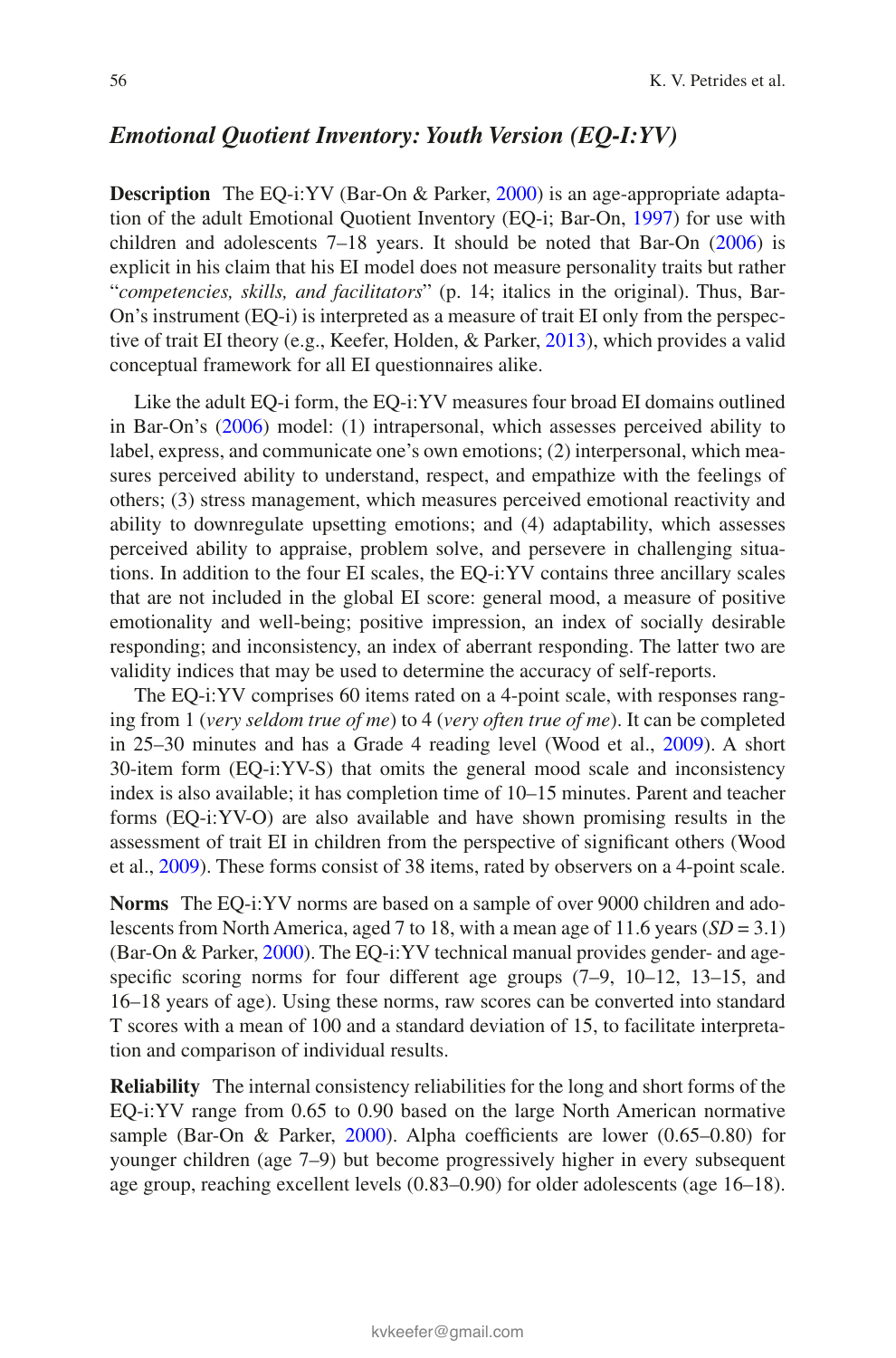### *Emotional Quotient Inventory: Youth Version (EQ-I:YV)*

**Description** The EQ-i:YV (Bar-On & Parker, 2000) is an age-appropriate adaptation of the adult Emotional Quotient Inventory (EQ-i; Bar-On, 1997) for use with children and adolescents 7–18 years. It should be noted that Bar-On (2006) is explicit in his claim that his EI model does not measure personality traits but rather "*competencies, skills, and facilitators*" (p. 14; italics in the original). Thus, Bar-On's instrument (EQ-i) is interpreted as a measure of trait EI only from the perspective of trait EI theory (e.g., Keefer, Holden, & Parker, 2013), which provides a valid conceptual framework for all EI questionnaires alike.

Like the adult EQ-i form, the EQ-i:YV measures four broad EI domains outlined in Bar-On's (2006) model: (1) intrapersonal, which assesses perceived ability to label, express, and communicate one's own emotions; (2) interpersonal, which measures perceived ability to understand, respect, and empathize with the feelings of others; (3) stress management, which measures perceived emotional reactivity and ability to downregulate upsetting emotions; and (4) adaptability, which assesses perceived ability to appraise, problem solve, and persevere in challenging situations. In addition to the four EI scales, the EQ-i:YV contains three ancillary scales that are not included in the global EI score: general mood, a measure of positive emotionality and well-being; positive impression, an index of socially desirable responding; and inconsistency, an index of aberrant responding. The latter two are validity indices that may be used to determine the accuracy of self-reports.

The EQ-i:YV comprises 60 items rated on a 4-point scale, with responses ranging from 1 (*very seldom true of me*) to 4 (*very often true of me*). It can be completed in 25–30 minutes and has a Grade 4 reading level (Wood et al., 2009). A short 30-item form (EQ-i:YV-S) that omits the general mood scale and inconsistency index is also available; it has completion time of 10–15 minutes. Parent and teacher forms (EQ-i:YV-O) are also available and have shown promising results in the assessment of trait EI in children from the perspective of significant others (Wood et al., 2009). These forms consist of 38 items, rated by observers on a 4-point scale.

**Norms** The EQ-i:YV norms are based on a sample of over 9000 children and adolescents from North America, aged 7 to 18, with a mean age of 11.6 years ($SD = 3.1$) (Bar-On & Parker, 2000). The EQ-i:YV technical manual provides gender- and age-specific scoring norms for four different age groups (7–9, 10–12, 13–15, and 16–18 years of age). Using these norms, raw scores can be converted into standard T scores with a mean of 100 and a standard deviation of 15, to facilitate interpretation and comparison of individual results.

**Reliability** The internal consistency reliabilities for the long and short forms of the EQ-i:YV range from 0.65 to 0.90 based on the large North American normative sample (Bar-On & Parker, 2000). Alpha coefficients are lower (0.65–0.80) for younger children (age 7–9) but become progressively higher in every subsequent age group, reaching excellent levels (0.83–0.90) for older adolescents (age 16–18).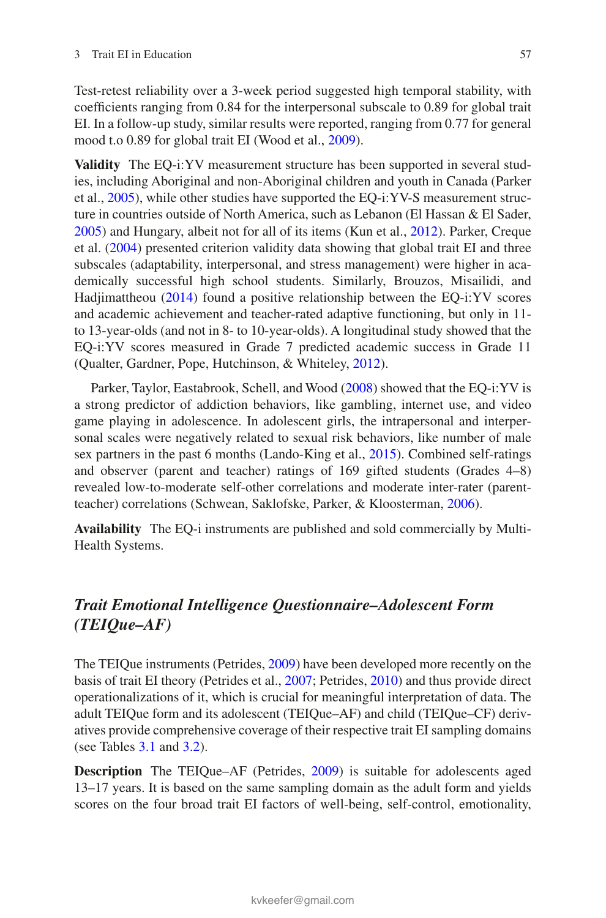Test-retest reliability over a 3-week period suggested high temporal stability, with coefficients ranging from 0.84 for the interpersonal subscale to 0.89 for global trait EI. In a follow-up study, similar results were reported, ranging from 0.77 for general mood t.o 0.89 for global trait EI (Wood et al., 2009).

**Validity** The EQ-i:YV measurement structure has been supported in several studies, including Aboriginal and non-Aboriginal children and youth in Canada (Parker et al., 2005), while other studies have supported the EQ-i:YV-S measurement structure in countries outside of North America, such as Lebanon (El Hassan & El Sader, 2005) and Hungary, albeit not for all of its items (Kun et al., 2012). Parker, Creque et al. (2004) presented criterion validity data showing that global trait EI and three subscales (adaptability, interpersonal, and stress management) were higher in academically successful high school students. Similarly, Brouzos, Misailidi, and Hadjimattheou (2014) found a positive relationship between the EQ-i:YV scores and academic achievement and teacher-rated adaptive functioning, but only in 11- to 13-year-olds (and not in 8- to 10-year-olds). A longitudinal study showed that the EQ-i:YV scores measured in Grade 7 predicted academic success in Grade 11 (Qualter, Gardner, Pope, Hutchinson, & Whiteley, 2012).

Parker, Taylor, Eastabrook, Schell, and Wood (2008) showed that the EQ-i:YV is a strong predictor of addiction behaviors, like gambling, internet use, and video game playing in adolescence. In adolescent girls, the intrapersonal and interpersonal scales were negatively related to sexual risk behaviors, like number of male sex partners in the past 6 months (Lando-King et al., 2015). Combined self-ratings and observer (parent and teacher) ratings of 169 gifted students (Grades 4–8) revealed low-to-moderate self-other correlations and moderate inter-rater (parent-teacher) correlations (Schwean, Saklofske, Parker, & Kloosterman, 2006).

**Availability** The EQ-i instruments are published and sold commercially by Multi-Health Systems.

### *Trait Emotional Intelligence Questionnaire–Adolescent Form (TEIQue–AF)*

The TEIQue instruments (Petrides, 2009) have been developed more recently on the basis of trait EI theory (Petrides et al., 2007; Petrides, 2010) and thus provide direct operationalizations of it, which is crucial for meaningful interpretation of data. The adult TEIQue form and its adolescent (TEIQue–AF) and child (TEIQue–CF) derivatives provide comprehensive coverage of their respective trait EI sampling domains (see Tables 3.1 and 3.2).

**Description** The TEIQue–AF (Petrides, 2009) is suitable for adolescents aged 13–17 years. It is based on the same sampling domain as the adult form and yields scores on the four broad trait EI factors of well-being, self-control, emotionality,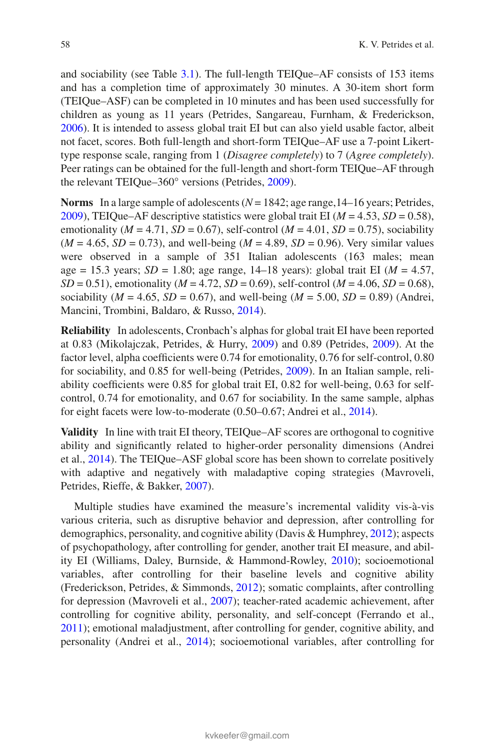and sociability (see Table 3.1). The full-length TEIQue–AF consists of 153 items and has a completion time of approximately 30 minutes. A 30-item short form (TEIQue–ASF) can be completed in 10 minutes and has been used successfully for children as young as 11 years (Petrides, Sangareau, Furnham, & Frederickson, 2006). It is intended to assess global trait EI but can also yield usable factor, albeit not facet, scores. Both full-length and short-form TEIQue–AF use a 7-point Likert-type response scale, ranging from 1 (*Disagree completely*) to 7 (*Agree completely*). Peer ratings can be obtained for the full-length and short-form TEIQue–AF through the relevant TEIQue–360° versions (Petrides, 2009).

**Norms** In a large sample of adolescents ($N = 1842$; age range, 14–16 years; Petrides, 2009), TEIQue–AF descriptive statistics were global trait EI ($M = 4.53$, $SD = 0.58$), emotionality ($M = 4.71$, $SD = 0.67$), self-control ($M = 4.01$, $SD = 0.75$), sociability ($M = 4.65$, $SD = 0.73$), and well-being ($M = 4.89$, $SD = 0.96$). Very similar values were observed in a sample of 351 Italian adolescents (163 males; mean age = 15.3 years; $SD = 1.80$; age range, 14–18 years): global trait EI ($M = 4.57$, $SD = 0.51$), emotionality ($M = 4.72$, $SD = 0.69$), self-control ($M = 4.06$, $SD = 0.68$), sociability ($M = 4.65$, $SD = 0.67$), and well-being ($M = 5.00$, $SD = 0.89$) (Andrei, Mancini, Trombini, Baldaro, & Russo, 2014).

**Reliability** In adolescents, Cronbach's alphas for global trait EI have been reported at 0.83 (Mikolajczak, Petrides, & Hurry, 2009) and 0.89 (Petrides, 2009). At the factor level, alpha coefficients were 0.74 for emotionality, 0.76 for self-control, 0.80 for sociability, and 0.85 for well-being (Petrides, 2009). In an Italian sample, reliability coefficients were 0.85 for global trait EI, 0.82 for well-being, 0.63 for self-control, 0.74 for emotionality, and 0.67 for sociability. In the same sample, alphas for eight facets were low-to-moderate (0.50–0.67; Andrei et al., 2014).

**Validity** In line with trait EI theory, TEIQue–AF scores are orthogonal to cognitive ability and significantly related to higher-order personality dimensions (Andrei et al., 2014). The TEIQue–ASF global score has been shown to correlate positively with adaptive and negatively with maladaptive coping strategies (Mavroveli, Petrides, Rieffe, & Bakker, 2007).

Multiple studies have examined the measure's incremental validity vis-à-vis various criteria, such as disruptive behavior and depression, after controlling for demographics, personality, and cognitive ability (Davis & Humphrey, 2012); aspects of psychopathology, after controlling for gender, another trait EI measure, and ability EI (Williams, Daley, Burnside, & Hammond-Rowley, 2010); socioemotional variables, after controlling for their baseline levels and cognitive ability (Frederickson, Petrides, & Simmonds, 2012); somatic complaints, after controlling for depression (Mavroveli et al., 2007); teacher-rated academic achievement, after controlling for cognitive ability, personality, and self-concept (Ferrando et al., 2011); emotional maladjustment, after controlling for gender, cognitive ability, and personality (Andrei et al., 2014); socioemotional variables, after controlling for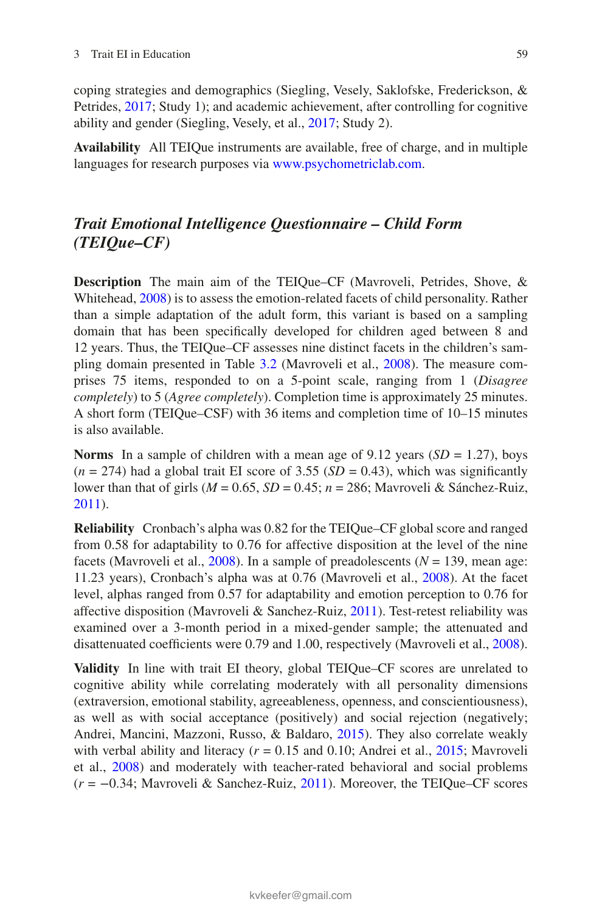coping strategies and demographics (Siegling, Vesely, Saklofske, Frederickson, & Petrides, 2017; Study 1); and academic achievement, after controlling for cognitive ability and gender (Siegling, Vesely, et al., 2017; Study 2).

**Availability** All TEIQue instruments are available, free of charge, and in multiple languages for research purposes via www.psychometriclab.com.

### *Trait Emotional Intelligence Questionnaire – Child Form (TEIQue–CF)*

**Description** The main aim of the TEIQue–CF (Mavroveli, Petrides, Shove, & Whitehead, 2008) is to assess the emotion-related facets of child personality. Rather than a simple adaptation of the adult form, this variant is based on a sampling domain that has been specifically developed for children aged between 8 and 12 years. Thus, the TEIQue–CF assesses nine distinct facets in the children's sampling domain presented in Table 3.2 (Mavroveli et al., 2008). The measure comprises 75 items, responded to on a 5-point scale, ranging from 1 (*Disagree completely*) to 5 (*Agree completely*). Completion time is approximately 25 minutes. A short form (TEIQue–CSF) with 36 items and completion time of 10–15 minutes is also available.

**Norms** In a sample of children with a mean age of 9.12 years ($SD = 1.27$), boys ($n = 274$) had a global trait EI score of 3.55 ($SD = 0.43$), which was significantly lower than that of girls ($M = 0.65$, $SD = 0.45$; $n = 286$; Mavroveli & Sánchez-Ruiz, 2011).

**Reliability** Cronbach's alpha was 0.82 for the TEIQue–CF global score and ranged from 0.58 for adaptability to 0.76 for affective disposition at the level of the nine facets (Mavroveli et al., 2008). In a sample of preadolescents ($N = 139$, mean age: 11.23 years), Cronbach's alpha was at 0.76 (Mavroveli et al., 2008). At the facet level, alphas ranged from 0.57 for adaptability and emotion perception to 0.76 for affective disposition (Mavroveli & Sanchez-Ruiz, 2011). Test-retest reliability was examined over a 3-month period in a mixed-gender sample; the attenuated and disattenuated coefficients were 0.79 and 1.00, respectively (Mavroveli et al., 2008).

**Validity** In line with trait EI theory, global TEIQue–CF scores are unrelated to cognitive ability while correlating moderately with all personality dimensions (extraversion, emotional stability, agreeableness, openness, and conscientiousness), as well as with social acceptance (positively) and social rejection (negatively; Andrei, Mancini, Mazzoni, Russo, & Baldaro, 2015). They also correlate weakly with verbal ability and literacy ($r = 0.15$ and 0.10; Andrei et al., 2015; Mavroveli et al., 2008) and moderately with teacher-rated behavioral and social problems ($r = -0.34$; Mavroveli & Sanchez-Ruiz, 2011). Moreover, the TEIQue–CF scores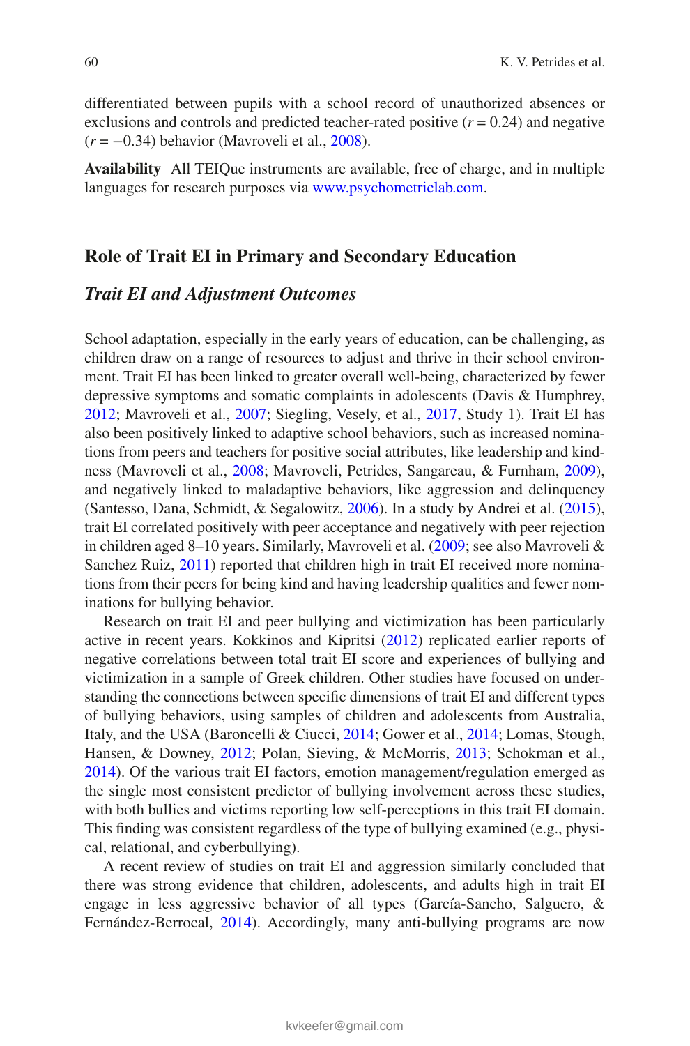differentiated between pupils with a school record of unauthorized absences or exclusions and controls and predicted teacher-rated positive ($r = 0.24$) and negative ($r = -0.34$) behavior (Mavroveli et al., 2008).

**Availability** All TEIQue instruments are available, free of charge, and in multiple languages for research purposes via www.psychometriclab.com.

## Role of Trait EI in Primary and Secondary Education

### *Trait EI and Adjustment Outcomes*

School adaptation, especially in the early years of education, can be challenging, as children draw on a range of resources to adjust and thrive in their school environment. Trait EI has been linked to greater overall well-being, characterized by fewer depressive symptoms and somatic complaints in adolescents (Davis & Humphrey, 2012; Mavroveli et al., 2007; Siegling, Vesely, et al., 2017, Study 1). Trait EI has also been positively linked to adaptive school behaviors, such as increased nominations from peers and teachers for positive social attributes, like leadership and kindness (Mavroveli et al., 2008; Mavroveli, Petrides, Sangareau, & Furnham, 2009), and negatively linked to maladaptive behaviors, like aggression and delinquency (Santesso, Dana, Schmidt, & Segalowitz, 2006). In a study by Andrei et al. (2015), trait EI correlated positively with peer acceptance and negatively with peer rejection in children aged 8–10 years. Similarly, Mavroveli et al. (2009; see also Mavroveli & Sanchez Ruiz, 2011) reported that children high in trait EI received more nominations from their peers for being kind and having leadership qualities and fewer nominations for bullying behavior.

Research on trait EI and peer bullying and victimization has been particularly active in recent years. Kokkinos and Kipritsi (2012) replicated earlier reports of negative correlations between total trait EI score and experiences of bullying and victimization in a sample of Greek children. Other studies have focused on understanding the connections between specific dimensions of trait EI and different types of bullying behaviors, using samples of children and adolescents from Australia, Italy, and the USA (Baroncelli & Ciucci, 2014; Gower et al., 2014; Lomas, Stough, Hansen, & Downey, 2012; Polan, Sieving, & McMorris, 2013; Schokman et al., 2014). Of the various trait EI factors, emotion management/regulation emerged as the single most consistent predictor of bullying involvement across these studies, with both bullies and victims reporting low self-perceptions in this trait EI domain. This finding was consistent regardless of the type of bullying examined (e.g., physical, relational, and cyberbullying).

A recent review of studies on trait EI and aggression similarly concluded that there was strong evidence that children, adolescents, and adults high in trait EI engage in less aggressive behavior of all types (García-Sancho, Salguero, & Fernández-Berrocal, 2014). Accordingly, many anti-bullying programs are now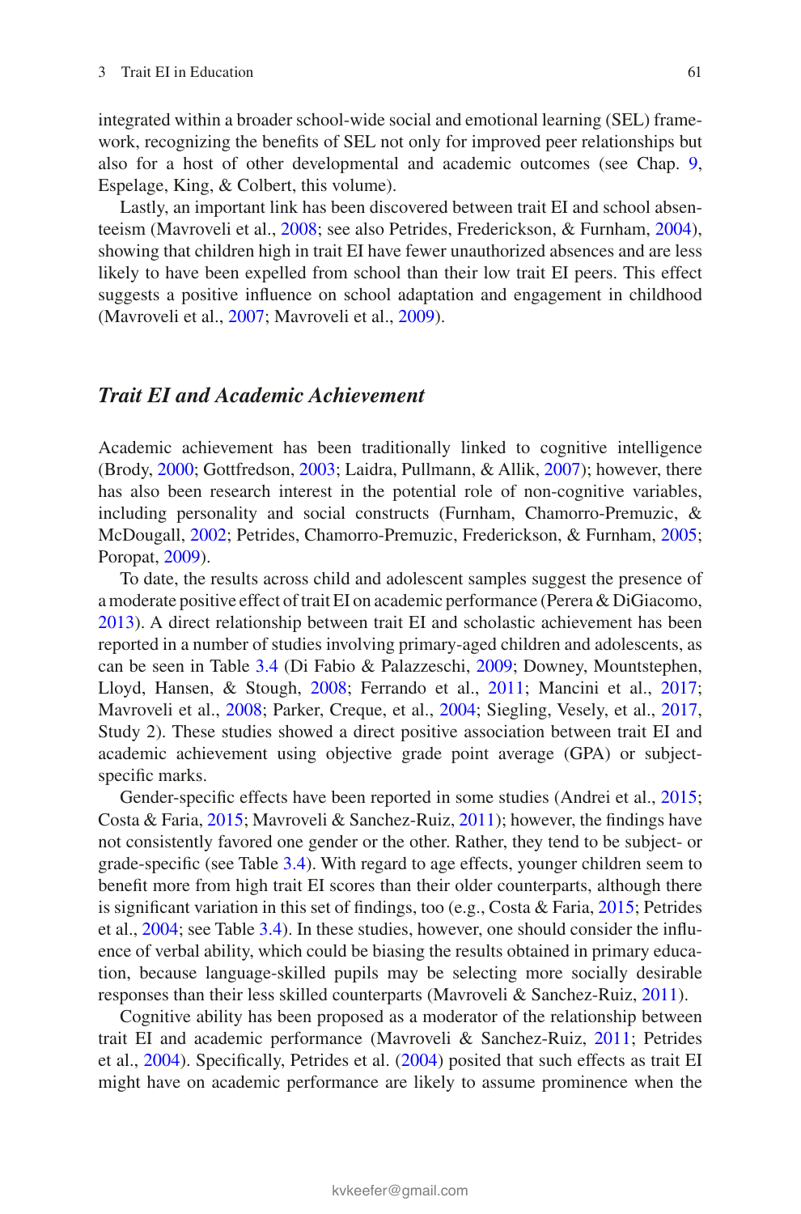integrated within a broader school-wide social and emotional learning (SEL) framework, recognizing the benefits of SEL not only for improved peer relationships but also for a host of other developmental and academic outcomes (see Chap. 9, Espelage, King, & Colbert, this volume).

Lastly, an important link has been discovered between trait EI and school absenteeism (Mavroveli et al., 2008; see also Petrides, Frederickson, & Furnham, 2004), showing that children high in trait EI have fewer unauthorized absences and are less likely to have been expelled from school than their low trait EI peers. This effect suggests a positive influence on school adaptation and engagement in childhood (Mavroveli et al., 2007; Mavroveli et al., 2009).

### *Trait EI and Academic Achievement*

Academic achievement has been traditionally linked to cognitive intelligence (Brody, 2000; Gottfredson, 2003; Laidra, Pullmann, & Allik, 2007); however, there has also been research interest in the potential role of non-cognitive variables, including personality and social constructs (Furnham, Chamorro-Premuzic, & McDougall, 2002; Petrides, Chamorro-Premuzic, Frederickson, & Furnham, 2005; Poropat, 2009).

To date, the results across child and adolescent samples suggest the presence of a moderate positive effect of trait EI on academic performance (Perera & DiGiacomo, 2013). A direct relationship between trait EI and scholastic achievement has been reported in a number of studies involving primary-aged children and adolescents, as can be seen in Table 3.4 (Di Fabio & Palazzeschi, 2009; Downey, Mountstephen, Lloyd, Hansen, & Stough, 2008; Ferrando et al., 2011; Mancini et al., 2017; Mavroveli et al., 2008; Parker, Creque, et al., 2004; Siegling, Vesely, et al., 2017, Study 2). These studies showed a direct positive association between trait EI and academic achievement using objective grade point average (GPA) or subject-specific marks.

Gender-specific effects have been reported in some studies (Andrei et al., 2015; Costa & Faria, 2015; Mavroveli & Sanchez-Ruiz, 2011); however, the findings have not consistently favored one gender or the other. Rather, they tend to be subject- or grade-specific (see Table 3.4). With regard to age effects, younger children seem to benefit more from high trait EI scores than their older counterparts, although there is significant variation in this set of findings, too (e.g., Costa & Faria, 2015; Petrides et al., 2004; see Table 3.4). In these studies, however, one should consider the influence of verbal ability, which could be biasing the results obtained in primary education, because language-skilled pupils may be selecting more socially desirable responses than their less skilled counterparts (Mavroveli & Sanchez-Ruiz, 2011).

Cognitive ability has been proposed as a moderator of the relationship between trait EI and academic performance (Mavroveli & Sanchez-Ruiz, 2011; Petrides et al., 2004). Specifically, Petrides et al. (2004) posited that such effects as trait EI might have on academic performance are likely to assume prominence when the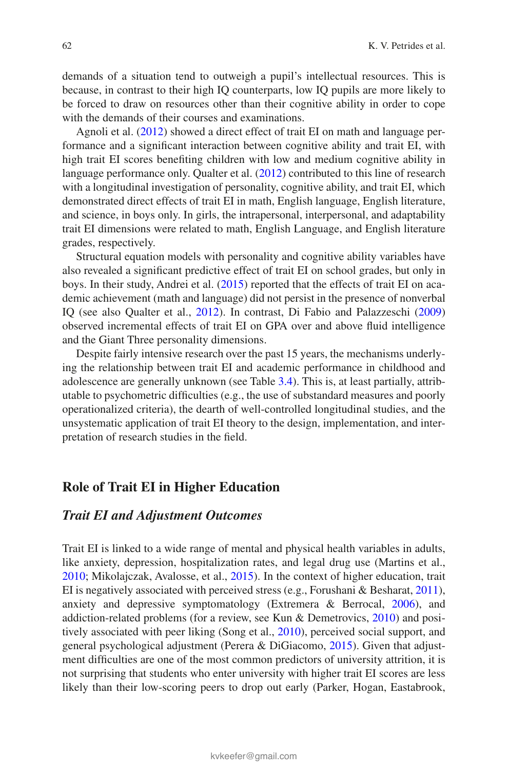demands of a situation tend to outweigh a pupil's intellectual resources. This is because, in contrast to their high IQ counterparts, low IQ pupils are more likely to be forced to draw on resources other than their cognitive ability in order to cope with the demands of their courses and examinations.

Agnoli et al. (2012) showed a direct effect of trait EI on math and language performance and a significant interaction between cognitive ability and trait EI, with high trait EI scores benefiting children with low and medium cognitive ability in language performance only. Qualter et al. (2012) contributed to this line of research with a longitudinal investigation of personality, cognitive ability, and trait EI, which demonstrated direct effects of trait EI in math, English language, English literature, and science, in boys only. In girls, the intrapersonal, interpersonal, and adaptability trait EI dimensions were related to math, English Language, and English literature grades, respectively.

Structural equation models with personality and cognitive ability variables have also revealed a significant predictive effect of trait EI on school grades, but only in boys. In their study, Andrei et al. (2015) reported that the effects of trait EI on academic achievement (math and language) did not persist in the presence of nonverbal IQ (see also Qualter et al., 2012). In contrast, Di Fabio and Palazzeschi (2009) observed incremental effects of trait EI on GPA over and above fluid intelligence and the Giant Three personality dimensions.

Despite fairly intensive research over the past 15 years, the mechanisms underlying the relationship between trait EI and academic performance in childhood and adolescence are generally unknown (see Table 3.4). This is, at least partially, attributable to psychometric difficulties (e.g., the use of substandard measures and poorly operationalized criteria), the dearth of well-controlled longitudinal studies, and the unsystematic application of trait EI theory to the design, implementation, and interpretation of research studies in the field.

## Role of Trait EI in Higher Education

### *Trait EI and Adjustment Outcomes*

Trait EI is linked to a wide range of mental and physical health variables in adults, like anxiety, depression, hospitalization rates, and legal drug use (Martins et al., 2010; Mikolajczak, Avalosse, et al., 2015). In the context of higher education, trait EI is negatively associated with perceived stress (e.g., Forushani & Besharat, 2011), anxiety and depressive symptomatology (Extremera & Berrocal, 2006), and addiction-related problems (for a review, see Kun & Demetrovics, 2010) and positively associated with peer liking (Song et al., 2010), perceived social support, and general psychological adjustment (Perera & DiGiacomo, 2015). Given that adjustment difficulties are one of the most common predictors of university attrition, it is not surprising that students who enter university with higher trait EI scores are less likely than their low-scoring peers to drop out early (Parker, Hogan, Eastabrook,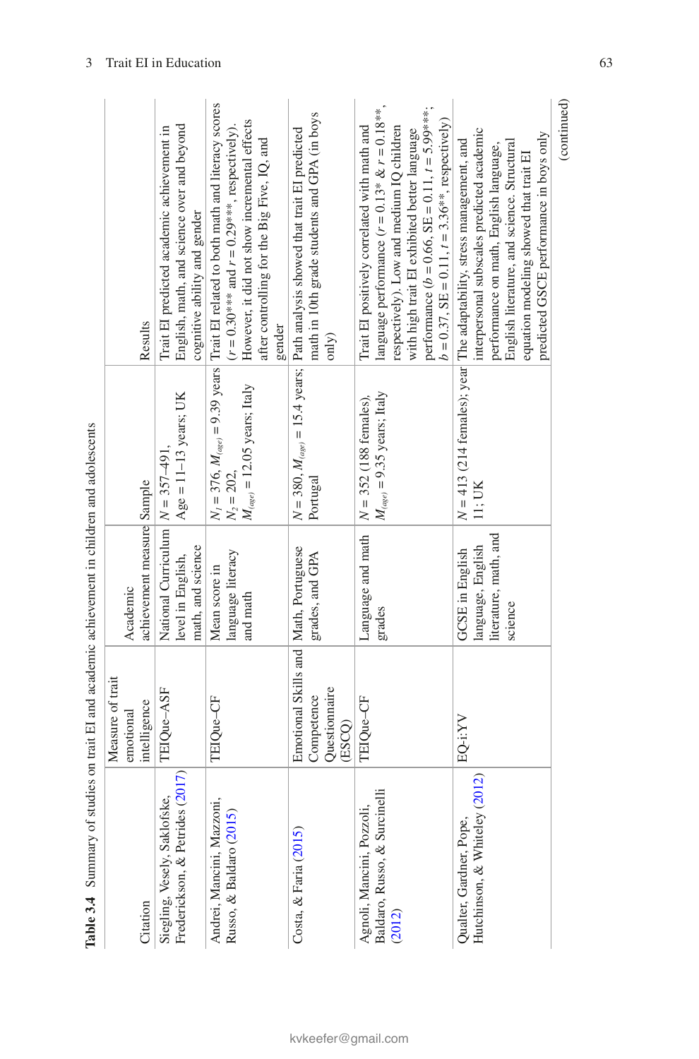**Table 3.4** Summary of studies on trait EI and academic achievement in children and adolescents

| Citation | Measure of trait emotional intelligence | Academic achievement measure | Sample | Results |
|---|---|---|---|---|
| Siegling, Vesely, Saklofske, Frederickson, & Petrides (2017) | TEIQue–ASF | National Curriculum level in English, math, and science | $N = 357$–491, Age = 11–13 years; UK | Trait EI predicted academic achievement in English, math, and science over and beyond cognitive ability and gender |
| Andrei, Mancini, Mazzoni, Russo, & Baldaro (2015) | TEIQue–CF | Mean score in language literacy and math | $N_1 = 376$, $M_{(age)} = 9.39$ years $N_2 = 202$, $M_{(age)} = 12.05$ years; Italy | Trait EI related to both math and literacy scores ($r = 0.30$*** and $r = 0.29$***, respectively). However, it did not show incremental effects after controlling for the Big Five, IQ, and gender |
| Costa, & Faria (2015) | Emotional Skills and Competence Questionnaire (ESCQ) | Math, Portuguese grades, and GPA | $N = 380$, $M_{(age)} = 15.4$ years; Portugal | Path analysis showed that trait EI predicted math in 10th grade students and GPA (in boys only) |
| Agnoli, Mancini, Pozzoli, Baldaro, Russo, & Surcinelli (2012) | TEIQue–CF | Language and math grades | $N = 352$ (188 females), $M_{(age)} = 9.35$ years; Italy | Trait EI positively correlated with math and language performance ($r = 0.13$* & $r = 0.18$**, respectively). Low and medium IQ children with high trait EI exhibited better language performance ($b = 0.66$, SE = 0.11, $t = 5.99$***; $b = 0.37$, SE = 0.11, $t = 3.36$**, respectively) |
| Qualter, Gardner, Pope, Hutchinson, & Whiteley (2012) | EQ-i:YV | GCSE in English language, English literature, math, and science | $N = 413$ (214 females); year 11; UK | The adaptability, stress management, and interpersonal subscales predicted academic performance on math, English language, English literature, and science. Structural equation modeling showed that trait EI predicted GSCE performance in boys only |

(continued)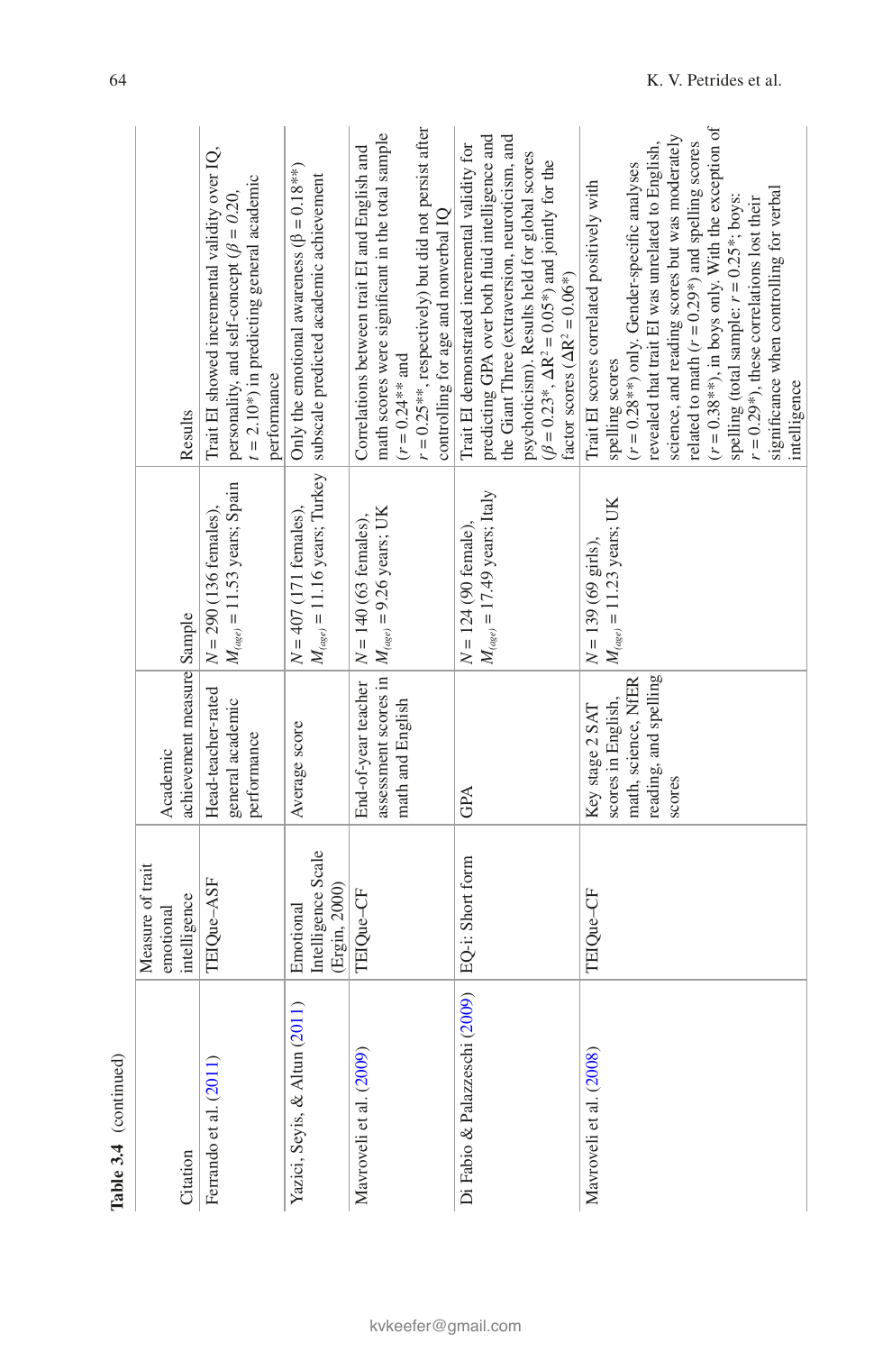**Table 3.4** (continued)

| Citation | Measure of trait emotional intelligence | Academic achievement measure | Sample | Results |
|---|---|---|---|---|
| Ferrando et al. (2011) | TEIQue–ASF | Head-teacher-rated general academic performance | $N = 290$ (136 females), $M_{(age)} = 11.53$ years; Spain | Trait EI showed incremental validity over IQ, personality, and self-concept ($\beta = 0.20$, $t = 2.10$*) in predicting general academic performance |
| Yazici, Seyis, & Altun (2011) | Emotional Intelligence Scale (Ergin, 2000) | Average score | $N = 407$ (171 females), $M_{(age)} = 11.16$ years; Turkey | Only the emotional awareness ($\beta = 0.18$**) subscale predicted academic achievement |
| Mavroveli et al. (2009) | TEIQue-CF | End-of-year teacher assessment scores in math and English | $N = 140$ (63 females), $M_{(age)} = 9.26$ years; UK | Correlations between trait EI and English and math scores were significant in the total sample ($r = 0.24$** and $r = 0.25$**, respectively) but did not persist after controlling for age and nonverbal IQ |
| Di Fabio & Palazzeschi (2009) | EQ-i: Short form | GPA | $N = 124$ (90 female), $M_{(age)} = 17.49$ years; Italy | Trait EI demonstrated incremental validity for predicting GPA over both fluid intelligence and the Giant Three (extraversion, neuroticism, and psychoticism). Results held for global scores ($\beta = 0.23$*, $\Delta R^2 = 0.05$*) and jointly for the factor scores ($\Delta R^2 = 0.06$*) |
| Mavroveli et al. (2008) | TEIQue-CF | Key stage 2 SAT scores in English, math, science, NfER reading, and spelling scores | $N = 139$ (69 girls), $M_{(age)} = 11.23$ years; UK | Trait EI scores correlated positively with spelling scores ($r = 0.28$**) only. Gender-specific analyses revealed that trait EI was unrelated to English, science, and reading scores but was moderately related to math ($r = 0.29$*) and spelling scores ($r = 0.38$**), in boys only. With the exception of spelling (total sample: $r = 0.25$*; boys: $r = 0.29$*), these correlations lost their significance when controlling for verbal intelligence |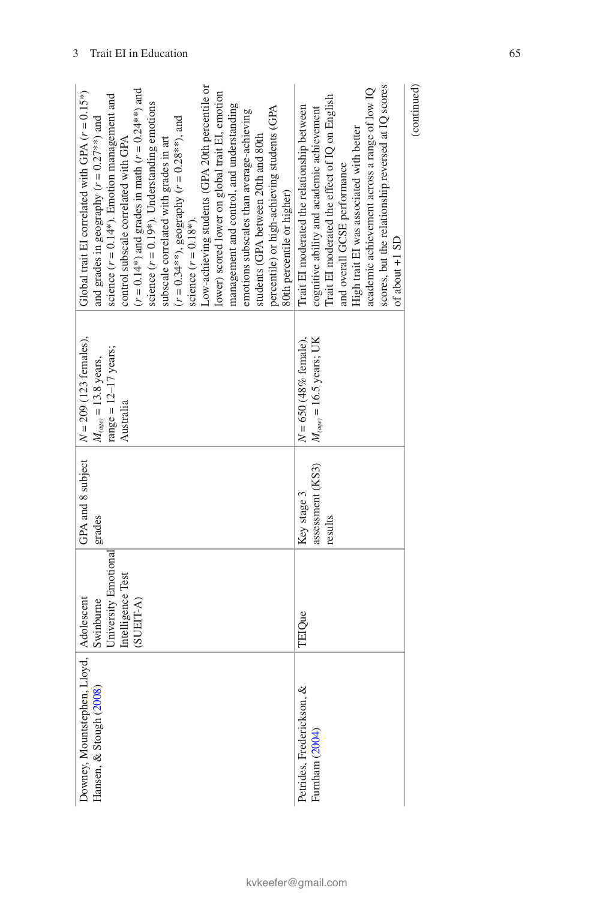| | | | | |
|---|---|---|---|---|
| Downey, Mountstephen, Lloyd, Hansen, & Stough (2008) | Adolescent Swinburne University Emotional Intelligence Test (SUEIT-A) | GPA and 8 subject grades | $N = 209$ (123 females), $M_{(age)} = 13.8$ years, range = 12–17 years; Australia | Global trait EI correlated with GPA ($r = 0.15$*) and grades in geography ($r = 0.27$**) and science ($r = 0.14$*). Emotion management and control subscale correlated with GPA ($r = 0.14$*) and grades in math ($r = 0.24$**) and science ($r = 0.19$*). Understanding emotions subscale correlated with grades in art ($r = 0.34$**), geography ($r = 0.28$**), and science ($r = 0.18$*).<br>Low-achieving students (GPA 20th percentile or lower) scored lower on global trait EI, emotion management and control, and understanding emotions subscales than average-achieving students (GPA between 20th and 80th percentile) or high-achieving students (GPA 80th percentile or higher) |
| Petrides, Frederickson, & Furnham (2004) | TEIQue | Key stage 3 assessment (KS3) results | $N = 650$ (48% female), $M_{(age)} = 16.5$ years; UK | Trait EI moderated the relationship between cognitive ability and academic achievement<br>Trait EI moderated the effect of IQ on English and overall GCSE performance<br>High trait EI was associated with better academic achievement across a range of low IQ scores, but the relationship reversed at IQ scores of about +1 SD |

(continued)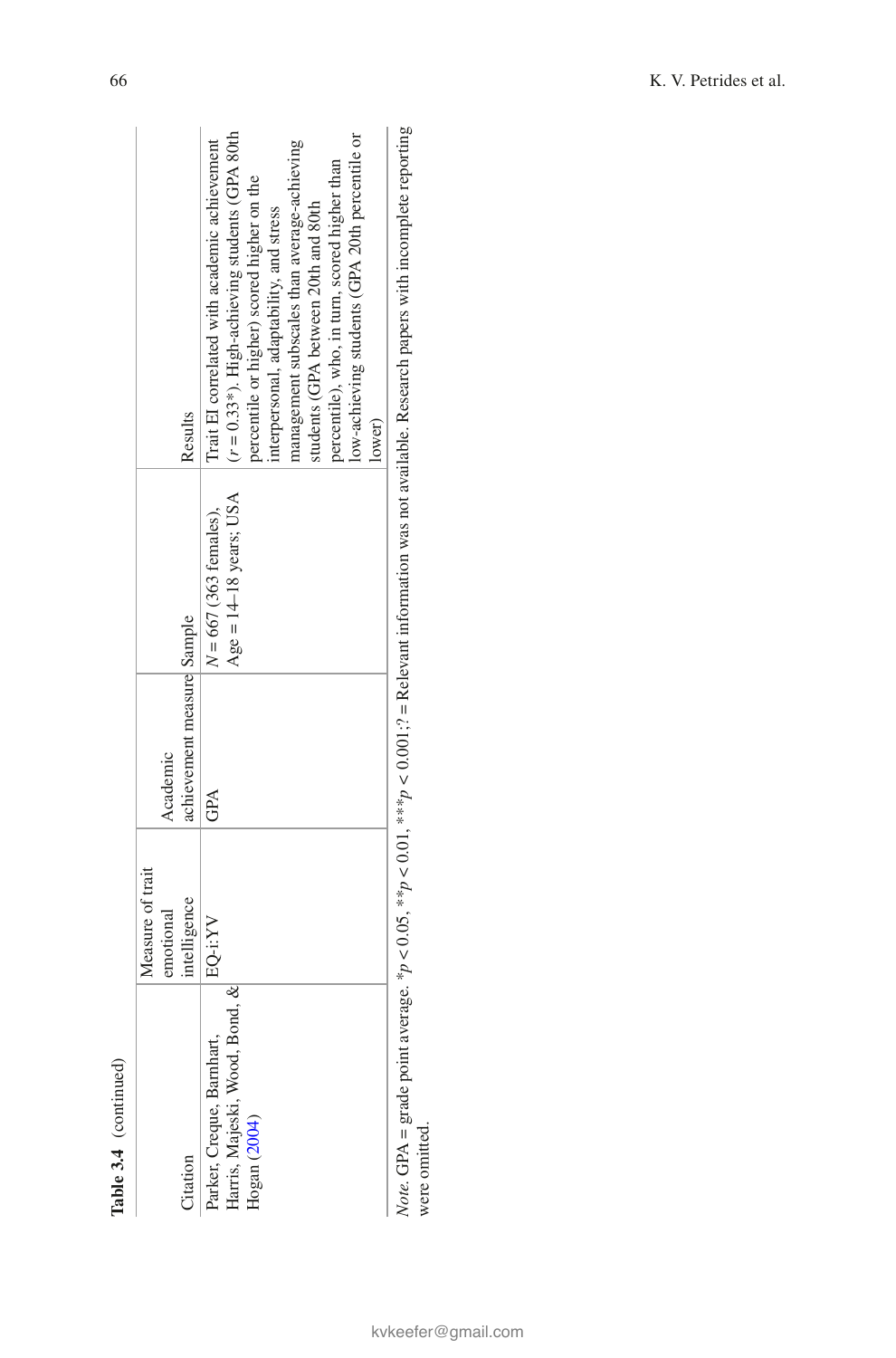**Table 3.4** (continued)

| Citation | Measure of trait emotional intelligence | Academic achievement measure | Sample | Results |
|---|---|---|---|---|
| Parker, Creque, Barnhart, Harris, Majeski, Wood, Bond, & Hogan (2004) | EQ-i:YV | GPA | $N = 667$ (363 females), Age = 14–18 years; USA | Trait EI correlated with academic achievement ($r = 0.33$*). High-achieving students (GPA 80th percentile or higher) scored higher on the interpersonal, adaptability, and stress management subscales than average-achieving students (GPA between 20th and 80th percentile), who, in turn, scored higher than low-achieving students (GPA 20th percentile or lower) |

*Note.* GPA = grade point average. *$p < 0.05$, **$p < 0.01$, ***$p < 0.001$; ? = Relevant information was not available. Research papers with incomplete reporting were omitted.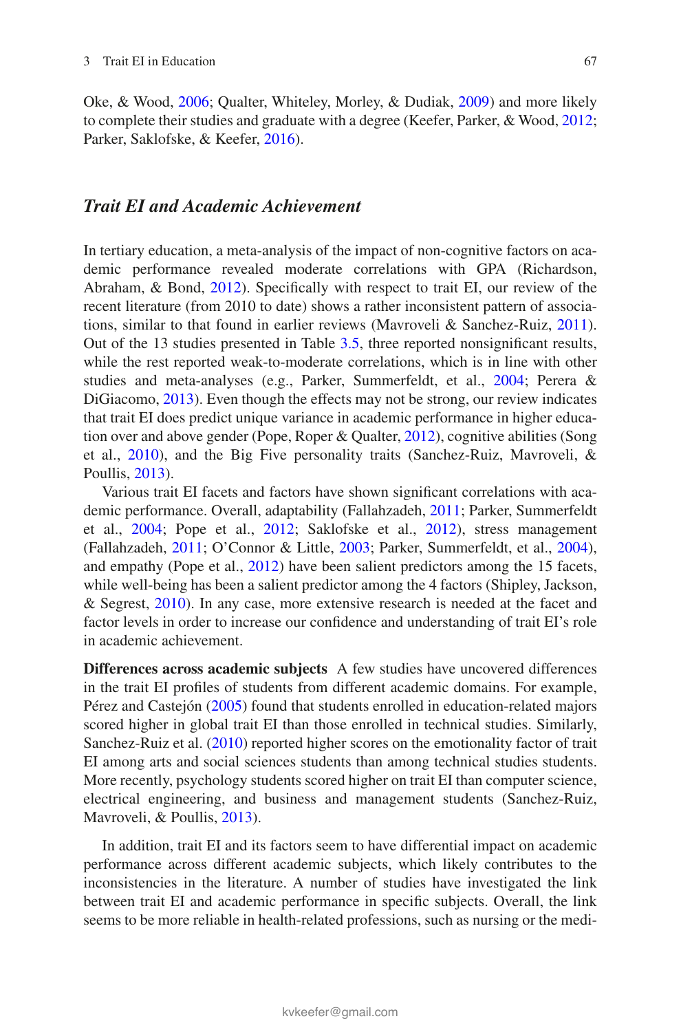Oke, & Wood, 2006; Qualter, Whiteley, Morley, & Dudiak, 2009) and more likely to complete their studies and graduate with a degree (Keefer, Parker, & Wood, 2012; Parker, Saklofske, & Keefer, 2016).

### *Trait EI and Academic Achievement*

In tertiary education, a meta-analysis of the impact of non-cognitive factors on academic performance revealed moderate correlations with GPA (Richardson, Abraham, & Bond, 2012). Specifically with respect to trait EI, our review of the recent literature (from 2010 to date) shows a rather inconsistent pattern of associations, similar to that found in earlier reviews (Mavroveli & Sanchez-Ruiz, 2011). Out of the 13 studies presented in Table 3.5, three reported nonsignificant results, while the rest reported weak-to-moderate correlations, which is in line with other studies and meta-analyses (e.g., Parker, Summerfeldt, et al., 2004; Perera & DiGiacomo, 2013). Even though the effects may not be strong, our review indicates that trait EI does predict unique variance in academic performance in higher education over and above gender (Pope, Roper & Qualter, 2012), cognitive abilities (Song et al., 2010), and the Big Five personality traits (Sanchez-Ruiz, Mavroveli, & Poullis, 2013).

Various trait EI facets and factors have shown significant correlations with academic performance. Overall, adaptability (Fallahzadeh, 2011; Parker, Summerfeldt et al., 2004; Pope et al., 2012; Saklofske et al., 2012), stress management (Fallahzadeh, 2011; O'Connor & Little, 2003; Parker, Summerfeldt, et al., 2004), and empathy (Pope et al., 2012) have been salient predictors among the 15 facets, while well-being has been a salient predictor among the 4 factors (Shipley, Jackson, & Segrest, 2010). In any case, more extensive research is needed at the facet and factor levels in order to increase our confidence and understanding of trait EI's role in academic achievement.

**Differences across academic subjects** A few studies have uncovered differences in the trait EI profiles of students from different academic domains. For example, Pérez and Castejón (2005) found that students enrolled in education-related majors scored higher in global trait EI than those enrolled in technical studies. Similarly, Sanchez-Ruiz et al. (2010) reported higher scores on the emotionality factor of trait EI among arts and social sciences students than among technical studies students. More recently, psychology students scored higher on trait EI than computer science, electrical engineering, and business and management students (Sanchez-Ruiz, Mavroveli, & Poullis, 2013).

In addition, trait EI and its factors seem to have differential impact on academic performance across different academic subjects, which likely contributes to the inconsistencies in the literature. A number of studies have investigated the link between trait EI and academic performance in specific subjects. Overall, the link seems to be more reliable in health-related professions, such as nursing or the medi-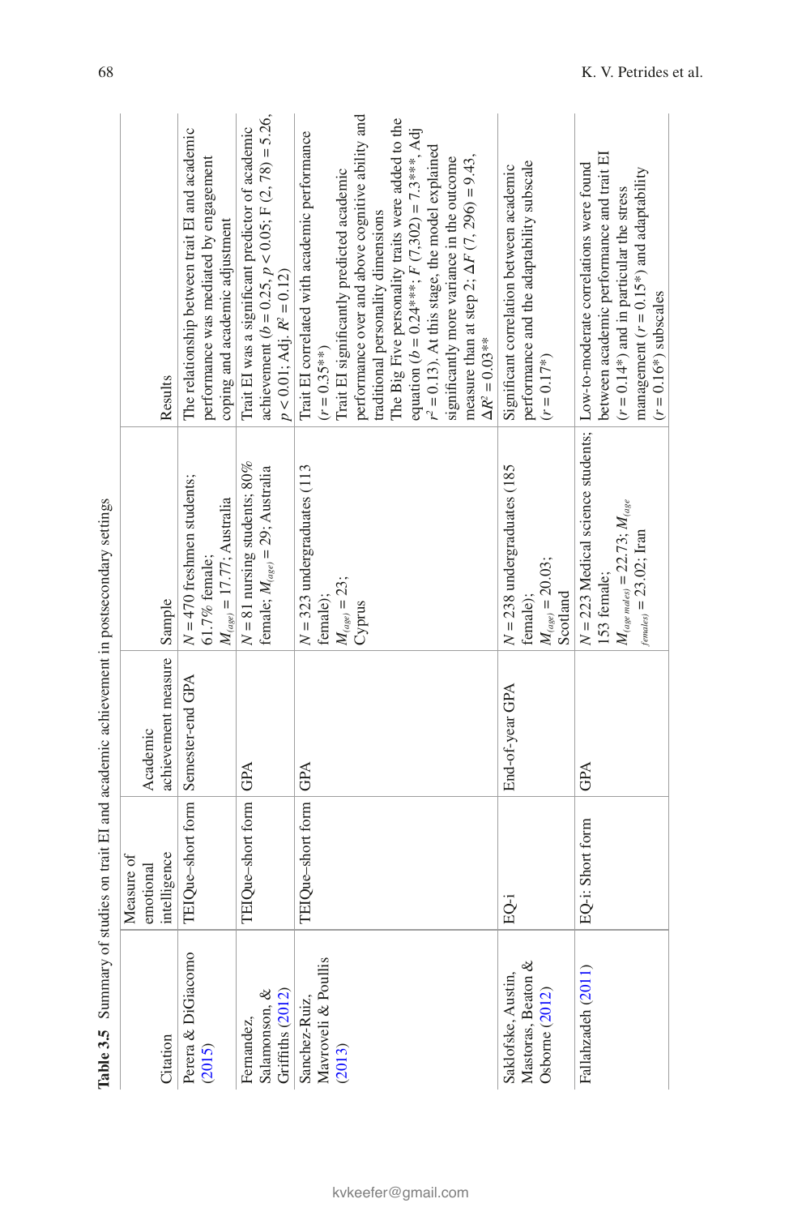**Table 3.5** Summary of studies on trait EI and academic achievement in postsecondary settings

| Citation | Measure of emotional intelligence | Academic achievement measure | Sample | Results |
|---|---|---|---|---|
| Perera & DiGiacomo (2015) | TEIQue–short form | Semester-end GPA | $N = 470$ freshmen students; 61.7% female; $M_{(age)} = 17.77$; Australia | The relationship between trait EI and academic performance was mediated by engagement coping and academic adjustment |
| Fernandez, Salamonson, & Griffiths (2012) | TEIQue–short form | GPA | $N = 81$ nursing students; 80% female; $M_{(age)} = 29$; Australia | Trait EI was a significant predictor of academic achievement ($b = 0.25$, $p < 0.05$; $F\,(2, 78) = 5.26$, $p < 0.01$; Adj. $R^2 = 0.12$) |
| Sanchez-Ruiz, Mavroveli & Poullis (2013) | TEIQue–short form | GPA | $N = 323$ undergraduates (113 female); $M_{(age)} = 23$; Cyprus | Trait EI correlated with academic performance ($r = 0.35^{**}$)<br>Trait EI significantly predicted academic performance over and above cognitive ability and traditional personality dimensions<br>The Big Five personality traits were added to the equation ($b = 0.24^{***}$; $F\,(7{,}302) = 7.3^{***}$, Adj $r^2 = 0.13$). At this stage, the model explained significantly more variance in the outcome measure than at step 2; $\Delta F\,(7, 296) = 9.43$, $\Delta R^2 = 0.03^{**}$ |
| Saklofske, Austin, Mastoras, Beaton & Osborne (2012) | EQ-i | End-of-year GPA | $N = 238$ undergraduates (185 female); $M_{(age)} = 20.03$; Scotland | Significant correlation between academic performance and the adaptability subscale ($r = 0.17^{*}$) |
| Fallahzadeh (2011) | EQ-i: Short form | GPA | $N = 223$ Medical science students; 153 female; $M_{(age\ males)} = 22.73$; $M_{(age\ females)} = 23.02$; Iran | Low-to-moderate correlations were found between academic performance and trait EI ($r = 0.14^{*}$) and in particular the stress management ($r = 0.15^{*}$) and adaptability ($r = 0.16^{*}$) subscales |

kvkeefer@gmail.com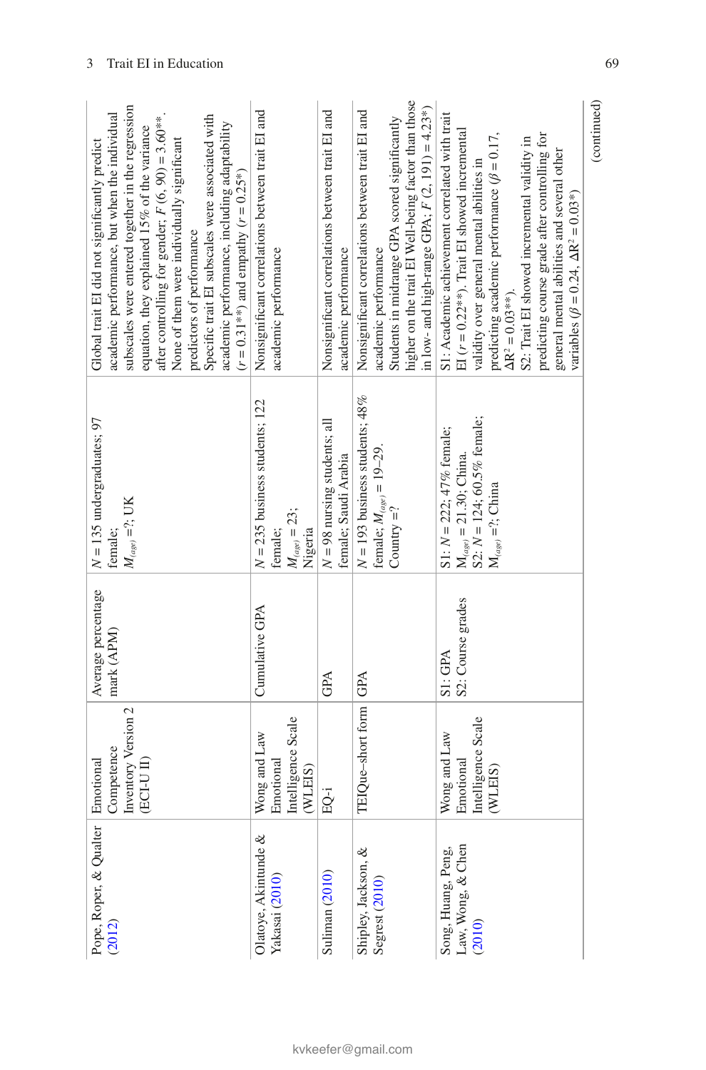| | | | | |
|---|---|---|---|---|
| Pope, Roper, & Qualter (2012) | Emotional Competence Inventory Version 2 (ECI-U II) | Average percentage mark (APM) | $N = 135$ undergraduates; 97 female; $M_{(age)} =$?; UK | Global trait EI did not significantly predict academic performance, but when the individual subscales were entered together in the regression equation, they explained 15% of the variance after controlling for gender; $F(6, 90) = 3.60^{**}$. None of them were individually significant predictors of performance. Specific trait EI subscales were associated with academic performance, including adaptability ($r = 0.31^{**}$) and empathy ($r = 0.25^{*}$) |
| Olatoye, Akintunde & Yakasai (2010) | Wong and Law Emotional Intelligence Scale (WLEIS) | Cumulative GPA | $N = 235$ business students; 122 female; $M_{(age)} = 23$; Nigeria | Nonsignificant correlations between trait EI and academic performance |
| Suliman (2010) | EQ-i | GPA | $N = 98$ nursing students; all female; Saudi Arabia | Nonsignificant correlations between trait EI and academic performance |
| Shipley, Jackson, & Segrest (2010) | TEIQue–short form | GPA | $N = 193$ business students; 48% female; $M_{(age)} = 19$–29. Country =? | Nonsignificant correlations between trait EI and academic performance. Students in midrange GPA scored significantly higher on the trait EI Well-being factor than those in low- and high-range GPA; $F(2, 191) = 4.23^{*}$) |
| Song, Huang, Peng, Law, Wong, & Chen (2010) | Wong and Law Emotional Intelligence Scale (WLEIS) | S1: GPA<br>S2: Course grades | S1: $N = 222$; 47% female; $M_{(age)} = 21.30$; China.<br>S2: $N = 124$; 60.5% female; $M_{(age)} =$?; China | S1: Academic achievement correlated with trait EI ($r = 0.22^{**}$). Trait EI showed incremental validity over general mental abilities in predicting academic performance ($\beta = 0.17$, $\Delta R^2 = 0.03^{**}$).<br>S2: Trait EI showed incremental validity in predicting course grade after controlling for general mental abilities and several other variables ($\beta = 0.24$, $\Delta R^2 = 0.03^{*}$) |

(continued)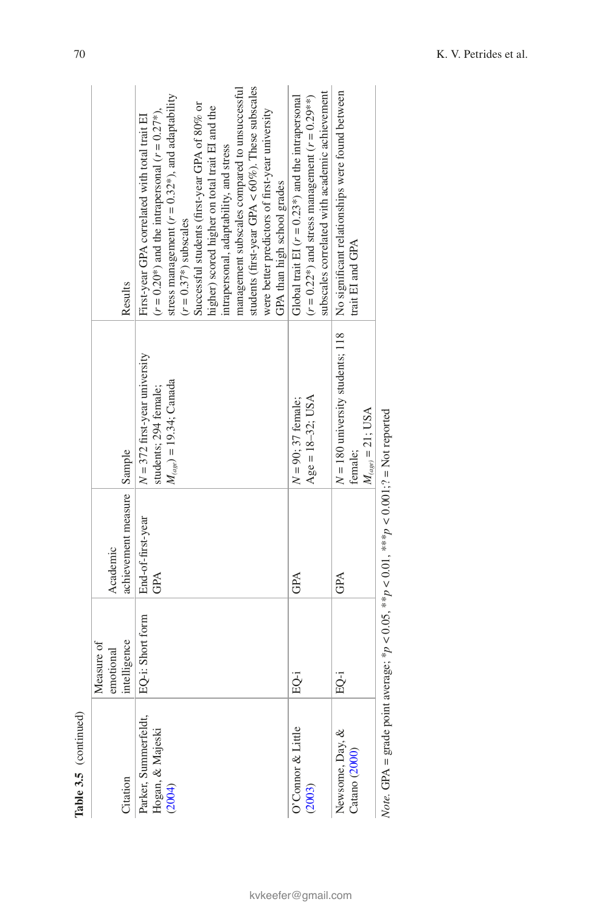**Table 3.5** (continued)

| Citation | Measure of emotional intelligence | Academic achievement measure | Sample | Results |
|---|---|---|---|---|
| Parker, Summerfeldt, Hogan, & Majeski (2004) | EQ-i: Short form | End-of-first-year GPA | $N = 372$ first-year university students; 294 female; $M_{(age)} = 19.34$; Canada | First-year GPA correlated with total trait EI ($r = 0.20$*) and the intrapersonal ($r = 0.27$*), stress management ($r = 0.32$*), and adaptability ($r = 0.37$*) subscales. Successful students (first-year GPA of 80% or higher) scored higher on total trait EI and the intrapersonal, adaptability, and stress management subscales compared to unsuccessful students (first-year GPA < 60%). These subscales were better predictors of first-year university GPA than high school grades |
| O'Connor & Little (2003) | EQ-i | GPA | $N = 90$; 37 female; Age = 18–32; USA | Global trait EI ($r = 0.23$*) and the intrapersonal ($r = 0.22$*) and stress management ($r = 0.29$**) subscales correlated with academic achievement |
| Newsome, Day, & Catano (2000) | EQ-i | GPA | $N = 180$ university students; 118 female; $M_{(age)} = 21$; USA | No significant relationships were found between trait EI and GPA |

*Note.* GPA = grade point average; *$p < 0.05$, **$p < 0.01$, ***$p < 0.001$; ? = Not reported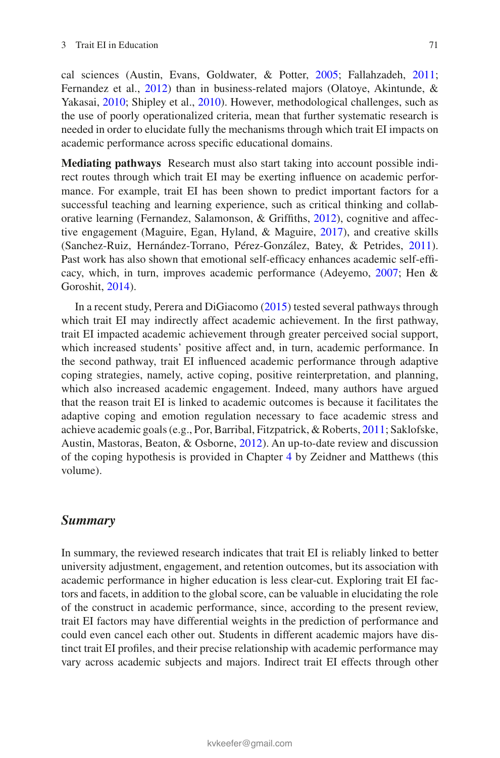cal sciences (Austin, Evans, Goldwater, & Potter, 2005; Fallahzadeh, 2011; Fernandez et al., 2012) than in business-related majors (Olatoye, Akintunde, & Yakasai, 2010; Shipley et al., 2010). However, methodological challenges, such as the use of poorly operationalized criteria, mean that further systematic research is needed in order to elucidate fully the mechanisms through which trait EI impacts on academic performance across specific educational domains.

**Mediating pathways** Research must also start taking into account possible indirect routes through which trait EI may be exerting influence on academic performance. For example, trait EI has been shown to predict important factors for a successful teaching and learning experience, such as critical thinking and collaborative learning (Fernandez, Salamonson, & Griffiths, 2012), cognitive and affective engagement (Maguire, Egan, Hyland, & Maguire, 2017), and creative skills (Sanchez-Ruiz, Hernández-Torrano, Pérez-González, Batey, & Petrides, 2011). Past work has also shown that emotional self-efficacy enhances academic self-efficacy, which, in turn, improves academic performance (Adeyemo, 2007; Hen & Goroshit, 2014).

In a recent study, Perera and DiGiacomo (2015) tested several pathways through which trait EI may indirectly affect academic achievement. In the first pathway, trait EI impacted academic achievement through greater perceived social support, which increased students' positive affect and, in turn, academic performance. In the second pathway, trait EI influenced academic performance through adaptive coping strategies, namely, active coping, positive reinterpretation, and planning, which also increased academic engagement. Indeed, many authors have argued that the reason trait EI is linked to academic outcomes is because it facilitates the adaptive coping and emotion regulation necessary to face academic stress and achieve academic goals (e.g., Por, Barribal, Fitzpatrick, & Roberts, 2011; Saklofske, Austin, Mastoras, Beaton, & Osborne, 2012). An up-to-date review and discussion of the coping hypothesis is provided in Chapter 4 by Zeidner and Matthews (this volume).

### *Summary*

In summary, the reviewed research indicates that trait EI is reliably linked to better university adjustment, engagement, and retention outcomes, but its association with academic performance in higher education is less clear-cut. Exploring trait EI factors and facets, in addition to the global score, can be valuable in elucidating the role of the construct in academic performance, since, according to the present review, trait EI factors may have differential weights in the prediction of performance and could even cancel each other out. Students in different academic majors have distinct trait EI profiles, and their precise relationship with academic performance may vary across academic subjects and majors. Indirect trait EI effects through other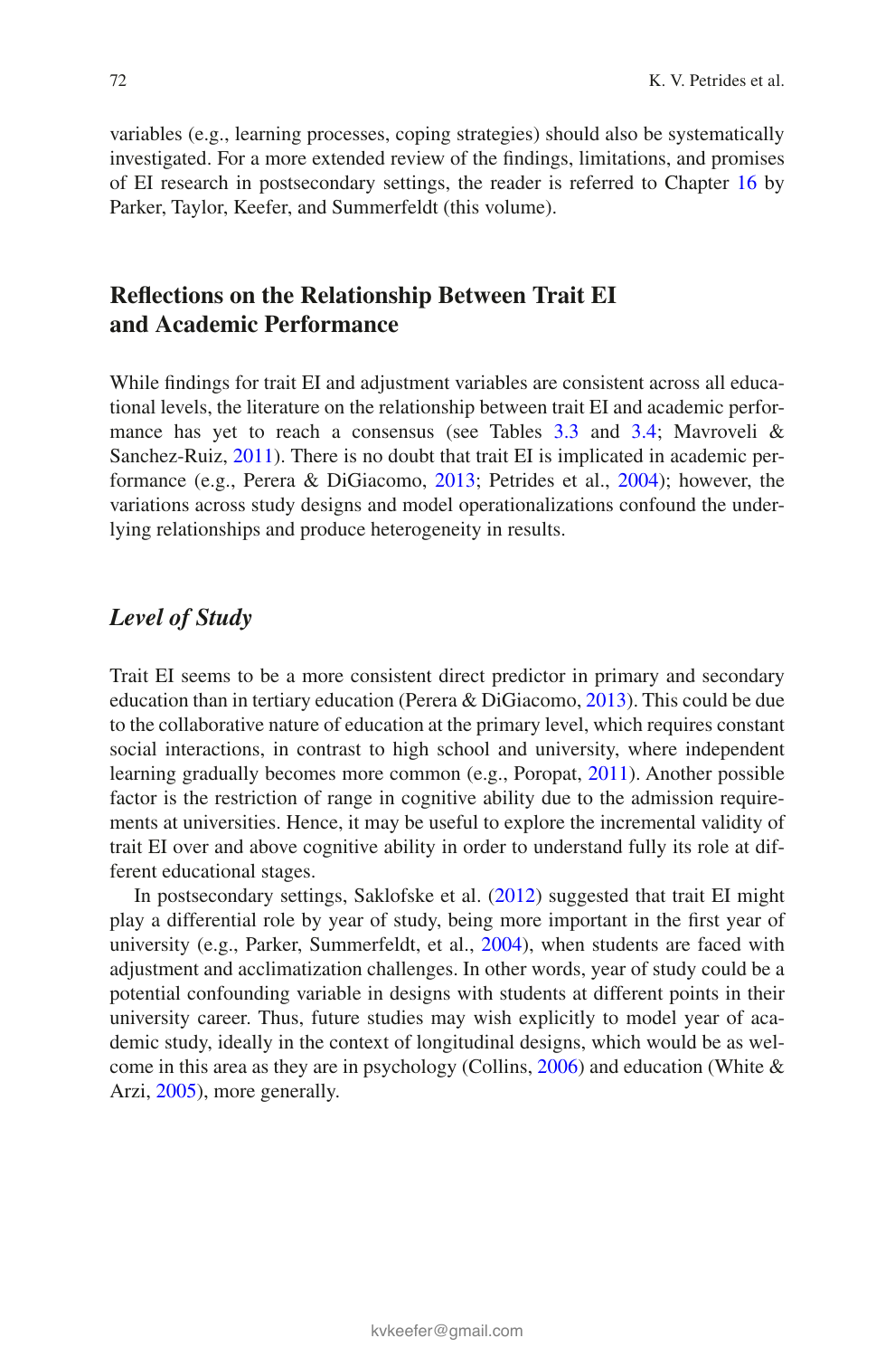variables (e.g., learning processes, coping strategies) should also be systematically investigated. For a more extended review of the findings, limitations, and promises of EI research in postsecondary settings, the reader is referred to Chapter 16 by Parker, Taylor, Keefer, and Summerfeldt (this volume).

## Reflections on the Relationship Between Trait EI and Academic Performance

While findings for trait EI and adjustment variables are consistent across all educational levels, the literature on the relationship between trait EI and academic performance has yet to reach a consensus (see Tables 3.3 and 3.4; Mavroveli & Sanchez-Ruiz, 2011). There is no doubt that trait EI is implicated in academic performance (e.g., Perera & DiGiacomo, 2013; Petrides et al., 2004); however, the variations across study designs and model operationalizations confound the underlying relationships and produce heterogeneity in results.

### *Level of Study*

Trait EI seems to be a more consistent direct predictor in primary and secondary education than in tertiary education (Perera & DiGiacomo, 2013). This could be due to the collaborative nature of education at the primary level, which requires constant social interactions, in contrast to high school and university, where independent learning gradually becomes more common (e.g., Poropat, 2011). Another possible factor is the restriction of range in cognitive ability due to the admission requirements at universities. Hence, it may be useful to explore the incremental validity of trait EI over and above cognitive ability in order to understand fully its role at different educational stages.

In postsecondary settings, Saklofske et al. (2012) suggested that trait EI might play a differential role by year of study, being more important in the first year of university (e.g., Parker, Summerfeldt, et al., 2004), when students are faced with adjustment and acclimatization challenges. In other words, year of study could be a potential confounding variable in designs with students at different points in their university career. Thus, future studies may wish explicitly to model year of academic study, ideally in the context of longitudinal designs, which would be as welcome in this area as they are in psychology (Collins, 2006) and education (White & Arzi, 2005), more generally.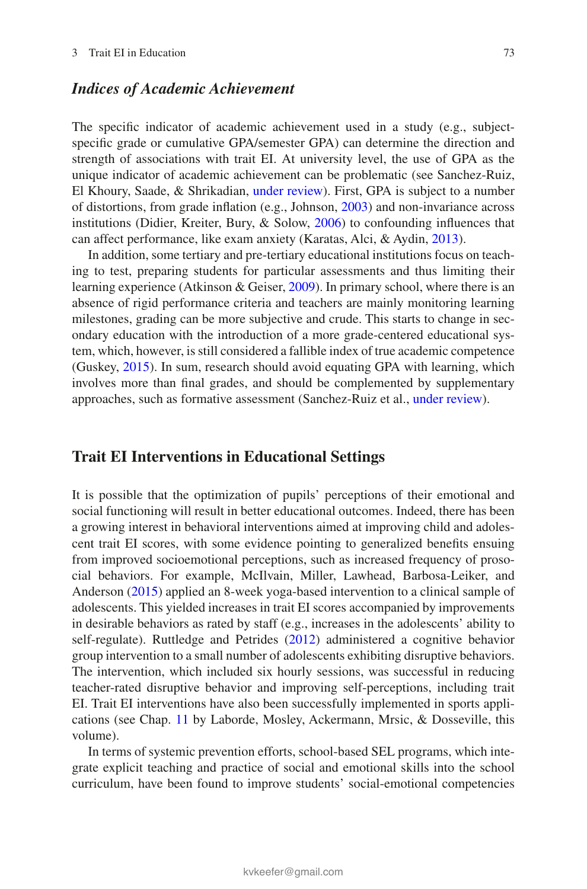### *Indices of Academic Achievement*

The specific indicator of academic achievement used in a study (e.g., subject-specific grade or cumulative GPA/semester GPA) can determine the direction and strength of associations with trait EI. At university level, the use of GPA as the unique indicator of academic achievement can be problematic (see Sanchez-Ruiz, El Khoury, Saade, & Shrikadian, under review). First, GPA is subject to a number of distortions, from grade inflation (e.g., Johnson, 2003) and non-invariance across institutions (Didier, Kreiter, Bury, & Solow, 2006) to confounding influences that can affect performance, like exam anxiety (Karatas, Alci, & Aydin, 2013).

In addition, some tertiary and pre-tertiary educational institutions focus on teaching to test, preparing students for particular assessments and thus limiting their learning experience (Atkinson & Geiser, 2009). In primary school, where there is an absence of rigid performance criteria and teachers are mainly monitoring learning milestones, grading can be more subjective and crude. This starts to change in secondary education with the introduction of a more grade-centered educational system, which, however, is still considered a fallible index of true academic competence (Guskey, 2015). In sum, research should avoid equating GPA with learning, which involves more than final grades, and should be complemented by supplementary approaches, such as formative assessment (Sanchez-Ruiz et al., under review).

## Trait EI Interventions in Educational Settings

It is possible that the optimization of pupils' perceptions of their emotional and social functioning will result in better educational outcomes. Indeed, there has been a growing interest in behavioral interventions aimed at improving child and adolescent trait EI scores, with some evidence pointing to generalized benefits ensuing from improved socioemotional perceptions, such as increased frequency of prosocial behaviors. For example, McIlvain, Miller, Lawhead, Barbosa-Leiker, and Anderson (2015) applied an 8-week yoga-based intervention to a clinical sample of adolescents. This yielded increases in trait EI scores accompanied by improvements in desirable behaviors as rated by staff (e.g., increases in the adolescents' ability to self-regulate). Ruttledge and Petrides (2012) administered a cognitive behavior group intervention to a small number of adolescents exhibiting disruptive behaviors. The intervention, which included six hourly sessions, was successful in reducing teacher-rated disruptive behavior and improving self-perceptions, including trait EI. Trait EI interventions have also been successfully implemented in sports applications (see Chap. 11 by Laborde, Mosley, Ackermann, Mrsic, & Dosseville, this volume).

In terms of systemic prevention efforts, school-based SEL programs, which integrate explicit teaching and practice of social and emotional skills into the school curriculum, have been found to improve students' social-emotional competencies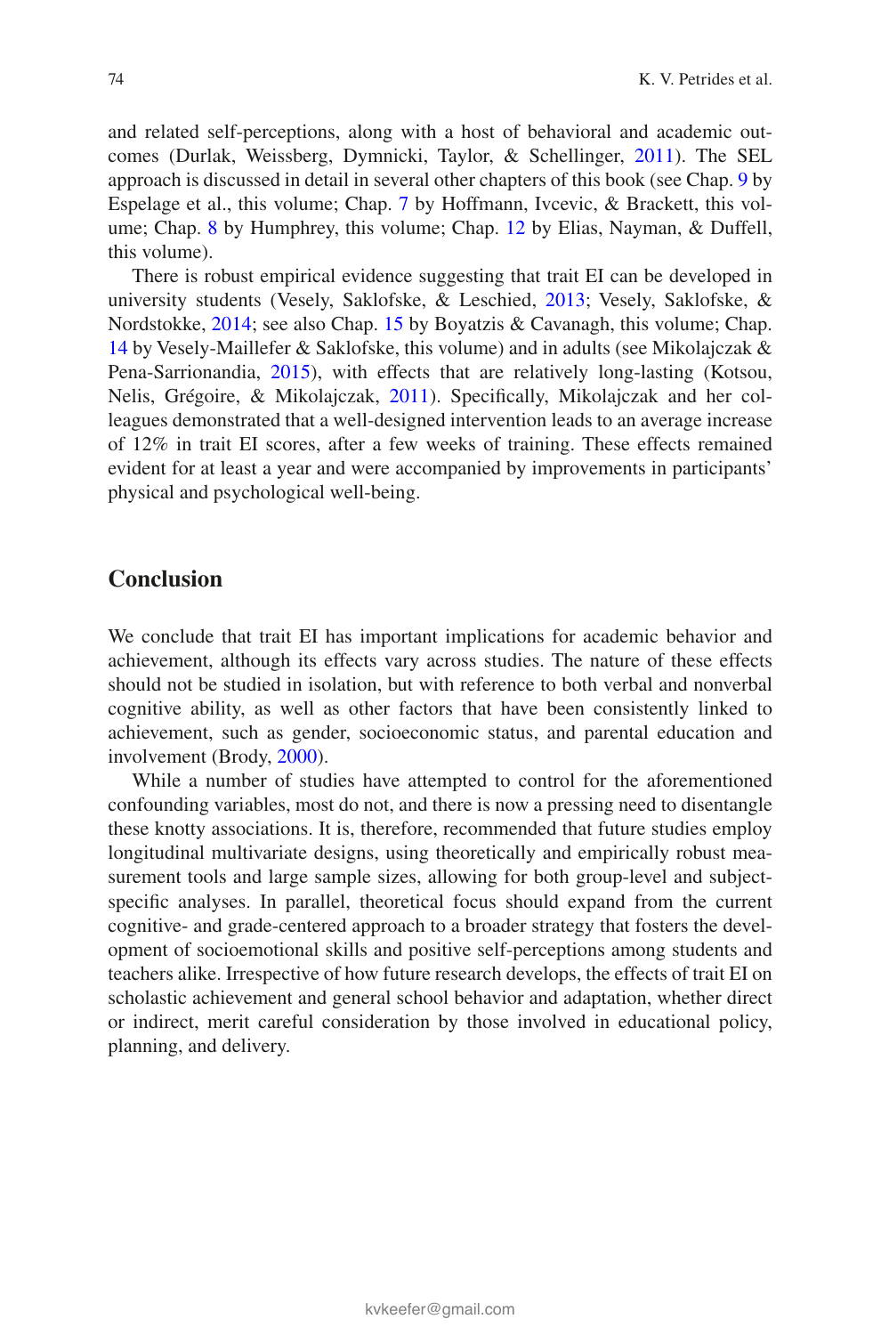and related self-perceptions, along with a host of behavioral and academic outcomes (Durlak, Weissberg, Dymnicki, Taylor, & Schellinger, 2011). The SEL approach is discussed in detail in several other chapters of this book (see Chap. 9 by Espelage et al., this volume; Chap. 7 by Hoffmann, Ivcevic, & Brackett, this volume; Chap. 8 by Humphrey, this volume; Chap. 12 by Elias, Nayman, & Duffell, this volume).

There is robust empirical evidence suggesting that trait EI can be developed in university students (Vesely, Saklofske, & Leschied, 2013; Vesely, Saklofske, & Nordstokke, 2014; see also Chap. 15 by Boyatzis & Cavanagh, this volume; Chap. 14 by Vesely-Maillefer & Saklofske, this volume) and in adults (see Mikolajczak & Pena-Sarrionandia, 2015), with effects that are relatively long-lasting (Kotsou, Nelis, Grégoire, & Mikolajczak, 2011). Specifically, Mikolajczak and her colleagues demonstrated that a well-designed intervention leads to an average increase of 12% in trait EI scores, after a few weeks of training. These effects remained evident for at least a year and were accompanied by improvements in participants' physical and psychological well-being.

## Conclusion

We conclude that trait EI has important implications for academic behavior and achievement, although its effects vary across studies. The nature of these effects should not be studied in isolation, but with reference to both verbal and nonverbal cognitive ability, as well as other factors that have been consistently linked to achievement, such as gender, socioeconomic status, and parental education and involvement (Brody, 2000).

While a number of studies have attempted to control for the aforementioned confounding variables, most do not, and there is now a pressing need to disentangle these knotty associations. It is, therefore, recommended that future studies employ longitudinal multivariate designs, using theoretically and empirically robust measurement tools and large sample sizes, allowing for both group-level and subject-specific analyses. In parallel, theoretical focus should expand from the current cognitive- and grade-centered approach to a broader strategy that fosters the development of socioemotional skills and positive self-perceptions among students and teachers alike. Irrespective of how future research develops, the effects of trait EI on scholastic achievement and general school behavior and adaptation, whether direct or indirect, merit careful consideration by those involved in educational policy, planning, and delivery.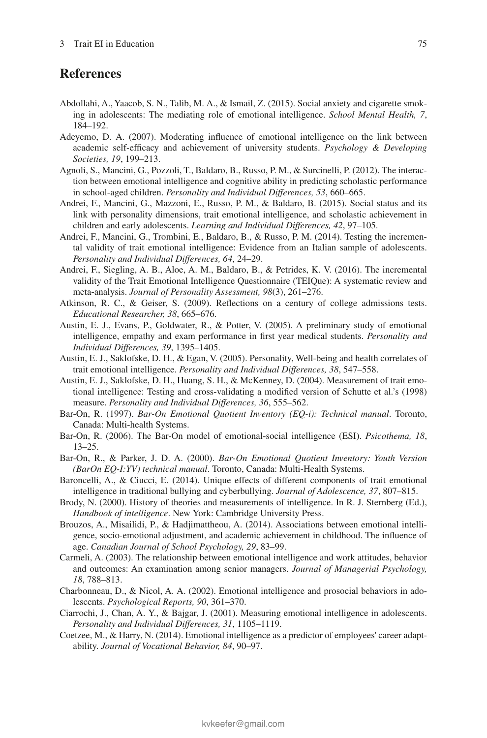## References

Abdollahi, A., Yaacob, S. N., Talib, M. A., & Ismail, Z. (2015). Social anxiety and cigarette smoking in adolescents: The mediating role of emotional intelligence. *School Mental Health, 7*, 184–192.

Adeyemo, D. A. (2007). Moderating influence of emotional intelligence on the link between academic self-efficacy and achievement of university students. *Psychology & Developing Societies, 19*, 199–213.

Agnoli, S., Mancini, G., Pozzoli, T., Baldaro, B., Russo, P. M., & Surcinelli, P. (2012). The interaction between emotional intelligence and cognitive ability in predicting scholastic performance in school-aged children. *Personality and Individual Differences, 53*, 660–665.

Andrei, F., Mancini, G., Mazzoni, E., Russo, P. M., & Baldaro, B. (2015). Social status and its link with personality dimensions, trait emotional intelligence, and scholastic achievement in children and early adolescents. *Learning and Individual Differences, 42*, 97–105.

Andrei, F., Mancini, G., Trombini, E., Baldaro, B., & Russo, P. M. (2014). Testing the incremental validity of trait emotional intelligence: Evidence from an Italian sample of adolescents. *Personality and Individual Differences, 64*, 24–29.

Andrei, F., Siegling, A. B., Aloe, A. M., Baldaro, B., & Petrides, K. V. (2016). The incremental validity of the Trait Emotional Intelligence Questionnaire (TEIQue): A systematic review and meta-analysis. *Journal of Personality Assessment, 98*(3), 261–276.

Atkinson, R. C., & Geiser, S. (2009). Reflections on a century of college admissions tests. *Educational Researcher, 38*, 665–676.

Austin, E. J., Evans, P., Goldwater, R., & Potter, V. (2005). A preliminary study of emotional intelligence, empathy and exam performance in first year medical students. *Personality and Individual Differences, 39*, 1395–1405.

Austin, E. J., Saklofske, D. H., & Egan, V. (2005). Personality, Well-being and health correlates of trait emotional intelligence. *Personality and Individual Differences, 38*, 547–558.

Austin, E. J., Saklofske, D. H., Huang, S. H., & McKenney, D. (2004). Measurement of trait emotional intelligence: Testing and cross-validating a modified version of Schutte et al.'s (1998) measure. *Personality and Individual Differences, 36*, 555–562.

Bar-On, R. (1997). *Bar-On Emotional Quotient Inventory (EQ-i): Technical manual*. Toronto, Canada: Multi-health Systems.

Bar-On, R. (2006). The Bar-On model of emotional-social intelligence (ESI). *Psicothema, 18*, 13–25.

Bar-On, R., & Parker, J. D. A. (2000). *Bar-On Emotional Quotient Inventory: Youth Version (BarOn EQ-I:YV) technical manual*. Toronto, Canada: Multi-Health Systems.

Baroncelli, A., & Ciucci, E. (2014). Unique effects of different components of trait emotional intelligence in traditional bullying and cyberbullying. *Journal of Adolescence, 37*, 807–815.

Brody, N. (2000). History of theories and measurements of intelligence. In R. J. Sternberg (Ed.), *Handbook of intelligence*. New York: Cambridge University Press.

Brouzos, A., Misailidi, P., & Hadjimattheou, A. (2014). Associations between emotional intelligence, socio-emotional adjustment, and academic achievement in childhood. The influence of age. *Canadian Journal of School Psychology, 29*, 83–99.

Carmeli, A. (2003). The relationship between emotional intelligence and work attitudes, behavior and outcomes: An examination among senior managers. *Journal of Managerial Psychology, 18*, 788–813.

Charbonneau, D., & Nicol, A. A. (2002). Emotional intelligence and prosocial behaviors in adolescents. *Psychological Reports, 90*, 361–370.

Ciarrochi, J., Chan, A. Y., & Bajgar, J. (2001). Measuring emotional intelligence in adolescents. *Personality and Individual Differences, 31*, 1105–1119.

Coetzee, M., & Harry, N. (2014). Emotional intelligence as a predictor of employees' career adaptability. *Journal of Vocational Behavior, 84*, 90–97.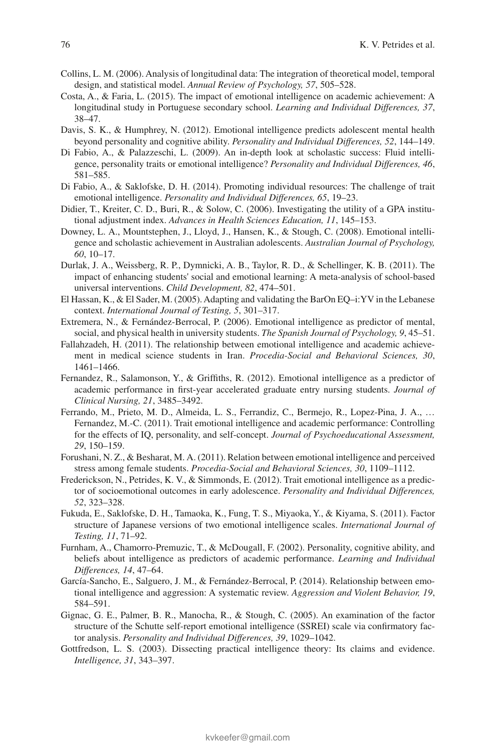Collins, L. M. (2006). Analysis of longitudinal data: The integration of theoretical model, temporal design, and statistical model. *Annual Review of Psychology, 57*, 505–528.

Costa, A., & Faria, L. (2015). The impact of emotional intelligence on academic achievement: A longitudinal study in Portuguese secondary school. *Learning and Individual Differences, 37*, 38–47.

Davis, S. K., & Humphrey, N. (2012). Emotional intelligence predicts adolescent mental health beyond personality and cognitive ability. *Personality and Individual Differences, 52*, 144–149.

Di Fabio, A., & Palazzeschi, L. (2009). An in-depth look at scholastic success: Fluid intelligence, personality traits or emotional intelligence? *Personality and Individual Differences, 46*, 581–585.

Di Fabio, A., & Saklofske, D. H. (2014). Promoting individual resources: The challenge of trait emotional intelligence. *Personality and Individual Differences, 65*, 19–23.

Didier, T., Kreiter, C. D., Buri, R., & Solow, C. (2006). Investigating the utility of a GPA institutional adjustment index. *Advances in Health Sciences Education, 11*, 145–153.

Downey, L. A., Mountstephen, J., Lloyd, J., Hansen, K., & Stough, C. (2008). Emotional intelligence and scholastic achievement in Australian adolescents. *Australian Journal of Psychology, 60*, 10–17.

Durlak, J. A., Weissberg, R. P., Dymnicki, A. B., Taylor, R. D., & Schellinger, K. B. (2011). The impact of enhancing students' social and emotional learning: A meta-analysis of school-based universal interventions. *Child Development, 82*, 474–501.

El Hassan, K., & El Sader, M. (2005). Adapting and validating the BarOn EQ–i:YV in the Lebanese context. *International Journal of Testing, 5*, 301–317.

Extremera, N., & Fernández-Berrocal, P. (2006). Emotional intelligence as predictor of mental, social, and physical health in university students. *The Spanish Journal of Psychology, 9*, 45–51.

Fallahzadeh, H. (2011). The relationship between emotional intelligence and academic achievement in medical science students in Iran. *Procedia-Social and Behavioral Sciences, 30*, 1461–1466.

Fernandez, R., Salamonson, Y., & Griffiths, R. (2012). Emotional intelligence as a predictor of academic performance in first-year accelerated graduate entry nursing students. *Journal of Clinical Nursing, 21*, 3485–3492.

Ferrando, M., Prieto, M. D., Almeida, L. S., Ferrandiz, C., Bermejo, R., Lopez-Pina, J. A., … Fernandez, M.-C. (2011). Trait emotional intelligence and academic performance: Controlling for the effects of IQ, personality, and self-concept. *Journal of Psychoeducational Assessment, 29*, 150–159.

Forushani, N. Z., & Besharat, M. A. (2011). Relation between emotional intelligence and perceived stress among female students. *Procedia-Social and Behavioral Sciences, 30*, 1109–1112.

Frederickson, N., Petrides, K. V., & Simmonds, E. (2012). Trait emotional intelligence as a predictor of socioemotional outcomes in early adolescence. *Personality and Individual Differences, 52*, 323–328.

Fukuda, E., Saklofske, D. H., Tamaoka, K., Fung, T. S., Miyaoka, Y., & Kiyama, S. (2011). Factor structure of Japanese versions of two emotional intelligence scales. *International Journal of Testing, 11*, 71–92.

Furnham, A., Chamorro-Premuzic, T., & McDougall, F. (2002). Personality, cognitive ability, and beliefs about intelligence as predictors of academic performance. *Learning and Individual Differences, 14*, 47–64.

García-Sancho, E., Salguero, J. M., & Fernández-Berrocal, P. (2014). Relationship between emotional intelligence and aggression: A systematic review. *Aggression and Violent Behavior, 19*, 584–591.

Gignac, G. E., Palmer, B. R., Manocha, R., & Stough, C. (2005). An examination of the factor structure of the Schutte self-report emotional intelligence (SSREI) scale via confirmatory factor analysis. *Personality and Individual Differences, 39*, 1029–1042.

Gottfredson, L. S. (2003). Dissecting practical intelligence theory: Its claims and evidence. *Intelligence, 31*, 343–397.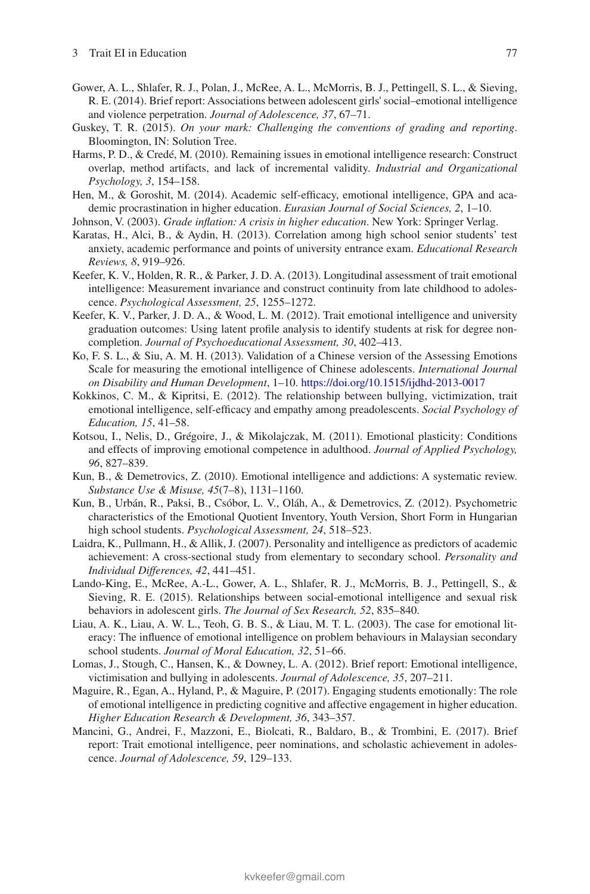Gower, A. L., Shlafer, R. J., Polan, J., McRee, A. L., McMorris, B. J., Pettingell, S. L., & Sieving, R. E. (2014). Brief report: Associations between adolescent girls' social–emotional intelligence and violence perpetration. *Journal of Adolescence, 37*, 67–71.

Guskey, T. R. (2015). *On your mark: Challenging the conventions of grading and reporting*. Bloomington, IN: Solution Tree.

Harms, P. D., & Credé, M. (2010). Remaining issues in emotional intelligence research: Construct overlap, method artifacts, and lack of incremental validity. *Industrial and Organizational Psychology, 3*, 154–158.

Hen, M., & Goroshit, M. (2014). Academic self-efficacy, emotional intelligence, GPA and academic procrastination in higher education. *Eurasian Journal of Social Sciences, 2*, 1–10.

Johnson, V. (2003). *Grade inflation: A crisis in higher education*. New York: Springer Verlag.

Karatas, H., Alci, B., & Aydin, H. (2013). Correlation among high school senior students' test anxiety, academic performance and points of university entrance exam. *Educational Research Reviews, 8*, 919–926.

Keefer, K. V., Holden, R. R., & Parker, J. D. A. (2013). Longitudinal assessment of trait emotional intelligence: Measurement invariance and construct continuity from late childhood to adolescence. *Psychological Assessment, 25*, 1255–1272.

Keefer, K. V., Parker, J. D. A., & Wood, L. M. (2012). Trait emotional intelligence and university graduation outcomes: Using latent profile analysis to identify students at risk for degree non-completion. *Journal of Psychoeducational Assessment, 30*, 402–413.

Ko, F. S. L., & Siu, A. M. H. (2013). Validation of a Chinese version of the Assessing Emotions Scale for measuring the emotional intelligence of Chinese adolescents. *International Journal on Disability and Human Development*, 1–10. https://doi.org/10.1515/ijdhd-2013-0017

Kokkinos, C. M., & Kipritsi, E. (2012). The relationship between bullying, victimization, trait emotional intelligence, self-efficacy and empathy among preadolescents. *Social Psychology of Education, 15*, 41–58.

Kotsou, I., Nelis, D., Grégoire, J., & Mikolajczak, M. (2011). Emotional plasticity: Conditions and effects of improving emotional competence in adulthood. *Journal of Applied Psychology, 96*, 827–839.

Kun, B., & Demetrovics, Z. (2010). Emotional intelligence and addictions: A systematic review. *Substance Use & Misuse, 45*(7–8), 1131–1160.

Kun, B., Urbán, R., Paksi, B., Csóbor, L. V., Oláh, A., & Demetrovics, Z. (2012). Psychometric characteristics of the Emotional Quotient Inventory, Youth Version, Short Form in Hungarian high school students. *Psychological Assessment, 24*, 518–523.

Laidra, K., Pullmann, H., & Allik, J. (2007). Personality and intelligence as predictors of academic achievement: A cross-sectional study from elementary to secondary school. *Personality and Individual Differences, 42*, 441–451.

Lando-King, E., McRee, A.-L., Gower, A. L., Shlafer, R. J., McMorris, B. J., Pettingell, S., & Sieving, R. E. (2015). Relationships between social-emotional intelligence and sexual risk behaviors in adolescent girls. *The Journal of Sex Research, 52*, 835–840.

Liau, A. K., Liau, A. W. L., Teoh, G. B. S., & Liau, M. T. L. (2003). The case for emotional literacy: The influence of emotional intelligence on problem behaviours in Malaysian secondary school students. *Journal of Moral Education, 32*, 51–66.

Lomas, J., Stough, C., Hansen, K., & Downey, L. A. (2012). Brief report: Emotional intelligence, victimisation and bullying in adolescents. *Journal of Adolescence, 35*, 207–211.

Maguire, R., Egan, A., Hyland, P., & Maguire, P. (2017). Engaging students emotionally: The role of emotional intelligence in predicting cognitive and affective engagement in higher education. *Higher Education Research & Development, 36*, 343–357.

Mancini, G., Andrei, F., Mazzoni, E., Biolcati, R., Baldaro, B., & Trombini, E. (2017). Brief report: Trait emotional intelligence, peer nominations, and scholastic achievement in adolescence. *Journal of Adolescence, 59*, 129–133.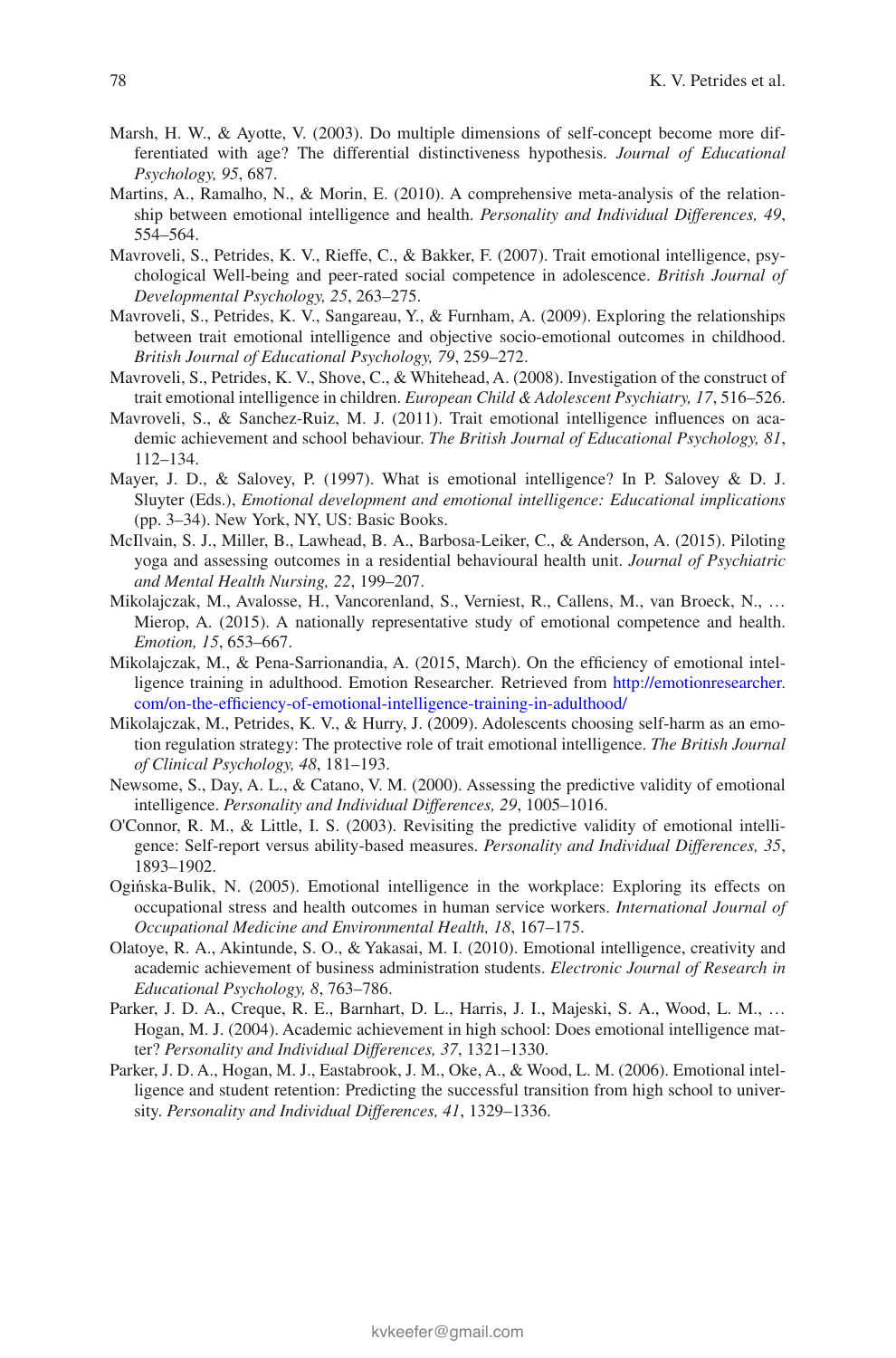Marsh, H. W., & Ayotte, V. (2003). Do multiple dimensions of self-concept become more differentiated with age? The differential distinctiveness hypothesis. *Journal of Educational Psychology, 95*, 687.

Martins, A., Ramalho, N., & Morin, E. (2010). A comprehensive meta-analysis of the relationship between emotional intelligence and health. *Personality and Individual Differences, 49*, 554–564.

Mavroveli, S., Petrides, K. V., Rieffe, C., & Bakker, F. (2007). Trait emotional intelligence, psychological Well-being and peer-rated social competence in adolescence. *British Journal of Developmental Psychology, 25*, 263–275.

Mavroveli, S., Petrides, K. V., Sangareau, Y., & Furnham, A. (2009). Exploring the relationships between trait emotional intelligence and objective socio-emotional outcomes in childhood. *British Journal of Educational Psychology, 79*, 259–272.

Mavroveli, S., Petrides, K. V., Shove, C., & Whitehead, A. (2008). Investigation of the construct of trait emotional intelligence in children. *European Child & Adolescent Psychiatry, 17*, 516–526.

Mavroveli, S., & Sanchez-Ruiz, M. J. (2011). Trait emotional intelligence influences on academic achievement and school behaviour. *The British Journal of Educational Psychology, 81*, 112–134.

Mayer, J. D., & Salovey, P. (1997). What is emotional intelligence? In P. Salovey & D. J. Sluyter (Eds.), *Emotional development and emotional intelligence: Educational implications* (pp. 3–34). New York, NY, US: Basic Books.

McIlvain, S. J., Miller, B., Lawhead, B. A., Barbosa-Leiker, C., & Anderson, A. (2015). Piloting yoga and assessing outcomes in a residential behavioural health unit. *Journal of Psychiatric and Mental Health Nursing, 22*, 199–207.

Mikolajczak, M., Avalosse, H., Vancorenland, S., Verniest, R., Callens, M., van Broeck, N., … Mierop, A. (2015). A nationally representative study of emotional competence and health. *Emotion, 15*, 653–667.

Mikolajczak, M., & Pena-Sarrionandia, A. (2015, March). On the efficiency of emotional intelligence training in adulthood. Emotion Researcher. Retrieved from http://emotionresearcher.com/on-the-efficiency-of-emotional-intelligence-training-in-adulthood/

Mikolajczak, M., Petrides, K. V., & Hurry, J. (2009). Adolescents choosing self-harm as an emotion regulation strategy: The protective role of trait emotional intelligence. *The British Journal of Clinical Psychology, 48*, 181–193.

Newsome, S., Day, A. L., & Catano, V. M. (2000). Assessing the predictive validity of emotional intelligence. *Personality and Individual Differences, 29*, 1005–1016.

O'Connor, R. M., & Little, I. S. (2003). Revisiting the predictive validity of emotional intelligence: Self-report versus ability-based measures. *Personality and Individual Differences, 35*, 1893–1902.

Ogińska-Bulik, N. (2005). Emotional intelligence in the workplace: Exploring its effects on occupational stress and health outcomes in human service workers. *International Journal of Occupational Medicine and Environmental Health, 18*, 167–175.

Olatoye, R. A., Akintunde, S. O., & Yakasai, M. I. (2010). Emotional intelligence, creativity and academic achievement of business administration students. *Electronic Journal of Research in Educational Psychology, 8*, 763–786.

Parker, J. D. A., Creque, R. E., Barnhart, D. L., Harris, J. I., Majeski, S. A., Wood, L. M., … Hogan, M. J. (2004). Academic achievement in high school: Does emotional intelligence matter? *Personality and Individual Differences, 37*, 1321–1330.

Parker, J. D. A., Hogan, M. J., Eastabrook, J. M., Oke, A., & Wood, L. M. (2006). Emotional intelligence and student retention: Predicting the successful transition from high school to university. *Personality and Individual Differences, 41*, 1329–1336.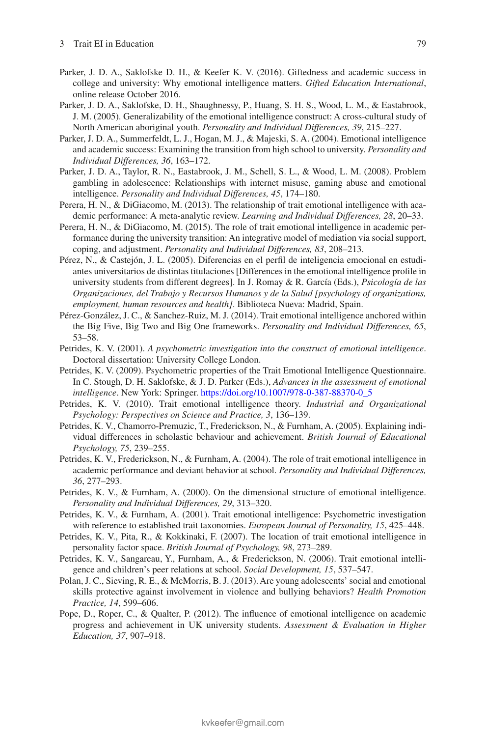Parker, J. D. A., Saklofske D. H., & Keefer K. V. (2016). Giftedness and academic success in college and university: Why emotional intelligence matters. *Gifted Education International*, online release October 2016.

Parker, J. D. A., Saklofske, D. H., Shaughnessy, P., Huang, S. H. S., Wood, L. M., & Eastabrook, J. M. (2005). Generalizability of the emotional intelligence construct: A cross-cultural study of North American aboriginal youth. *Personality and Individual Differences, 39*, 215–227.

Parker, J. D. A., Summerfeldt, L. J., Hogan, M. J., & Majeski, S. A. (2004). Emotional intelligence and academic success: Examining the transition from high school to university. *Personality and Individual Differences, 36*, 163–172.

Parker, J. D. A., Taylor, R. N., Eastabrook, J. M., Schell, S. L., & Wood, L. M. (2008). Problem gambling in adolescence: Relationships with internet misuse, gaming abuse and emotional intelligence. *Personality and Individual Differences, 45*, 174–180.

Perera, H. N., & DiGiacomo, M. (2013). The relationship of trait emotional intelligence with academic performance: A meta-analytic review. *Learning and Individual Differences, 28*, 20–33.

Perera, H. N., & DiGiacomo, M. (2015). The role of trait emotional intelligence in academic performance during the university transition: An integrative model of mediation via social support, coping, and adjustment. *Personality and Individual Differences, 83*, 208–213.

Pérez, N., & Castejón, J. L. (2005). Diferencias en el perfil de inteligencia emocional en estudiantes universitarios de distintas titulaciones [Differences in the emotional intelligence profile in university students from different degrees]. In J. Romay & R. García (Eds.), *Psicología de las Organizaciones, del Trabajo y Recursos Humanos y de la Salud [psychology of organizations, employment, human resources and health]*. Biblioteca Nueva: Madrid, Spain.

Pérez-González, J. C., & Sanchez-Ruiz, M. J. (2014). Trait emotional intelligence anchored within the Big Five, Big Two and Big One frameworks. *Personality and Individual Differences, 65*, 53–58.

Petrides, K. V. (2001). *A psychometric investigation into the construct of emotional intelligence*. Doctoral dissertation: University College London.

Petrides, K. V. (2009). Psychometric properties of the Trait Emotional Intelligence Questionnaire. In C. Stough, D. H. Saklofske, & J. D. Parker (Eds.), *Advances in the assessment of emotional intelligence*. New York: Springer. https://doi.org/10.1007/978-0-387-88370-0_5

Petrides, K. V. (2010). Trait emotional intelligence theory. *Industrial and Organizational Psychology: Perspectives on Science and Practice, 3*, 136–139.

Petrides, K. V., Chamorro-Premuzic, T., Frederickson, N., & Furnham, A. (2005). Explaining individual differences in scholastic behaviour and achievement. *British Journal of Educational Psychology, 75*, 239–255.

Petrides, K. V., Frederickson, N., & Furnham, A. (2004). The role of trait emotional intelligence in academic performance and deviant behavior at school. *Personality and Individual Differences, 36*, 277–293.

Petrides, K. V., & Furnham, A. (2000). On the dimensional structure of emotional intelligence. *Personality and Individual Differences, 29*, 313–320.

Petrides, K. V., & Furnham, A. (2001). Trait emotional intelligence: Psychometric investigation with reference to established trait taxonomies. *European Journal of Personality, 15*, 425–448.

Petrides, K. V., Pita, R., & Kokkinaki, F. (2007). The location of trait emotional intelligence in personality factor space. *British Journal of Psychology, 98*, 273–289.

Petrides, K. V., Sangareau, Y., Furnham, A., & Frederickson, N. (2006). Trait emotional intelligence and children's peer relations at school. *Social Development, 15*, 537–547.

Polan, J. C., Sieving, R. E., & McMorris, B. J. (2013). Are young adolescents' social and emotional skills protective against involvement in violence and bullying behaviors? *Health Promotion Practice, 14*, 599–606.

Pope, D., Roper, C., & Qualter, P. (2012). The influence of emotional intelligence on academic progress and achievement in UK university students. *Assessment & Evaluation in Higher Education, 37*, 907–918.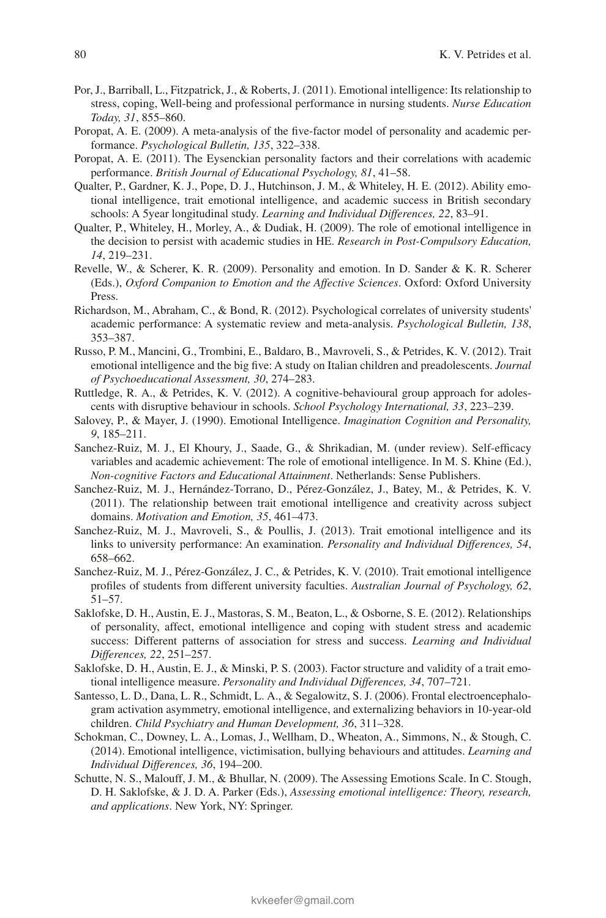Por, J., Barriball, L., Fitzpatrick, J., & Roberts, J. (2011). Emotional intelligence: Its relationship to stress, coping, Well-being and professional performance in nursing students. *Nurse Education Today, 31*, 855–860.

Poropat, A. E. (2009). A meta-analysis of the five-factor model of personality and academic performance. *Psychological Bulletin, 135*, 322–338.

Poropat, A. E. (2011). The Eysenckian personality factors and their correlations with academic performance. *British Journal of Educational Psychology, 81*, 41–58.

Qualter, P., Gardner, K. J., Pope, D. J., Hutchinson, J. M., & Whiteley, H. E. (2012). Ability emotional intelligence, trait emotional intelligence, and academic success in British secondary schools: A 5year longitudinal study. *Learning and Individual Differences, 22*, 83–91.

Qualter, P., Whiteley, H., Morley, A., & Dudiak, H. (2009). The role of emotional intelligence in the decision to persist with academic studies in HE. *Research in Post-Compulsory Education, 14*, 219–231.

Revelle, W., & Scherer, K. R. (2009). Personality and emotion. In D. Sander & K. R. Scherer (Eds.), *Oxford Companion to Emotion and the Affective Sciences*. Oxford: Oxford University Press.

Richardson, M., Abraham, C., & Bond, R. (2012). Psychological correlates of university students' academic performance: A systematic review and meta-analysis. *Psychological Bulletin, 138*, 353–387.

Russo, P. M., Mancini, G., Trombini, E., Baldaro, B., Mavroveli, S., & Petrides, K. V. (2012). Trait emotional intelligence and the big five: A study on Italian children and preadolescents. *Journal of Psychoeducational Assessment, 30*, 274–283.

Ruttledge, R. A., & Petrides, K. V. (2012). A cognitive-behavioural group approach for adolescents with disruptive behaviour in schools. *School Psychology International, 33*, 223–239.

Salovey, P., & Mayer, J. (1990). Emotional Intelligence. *Imagination Cognition and Personality, 9*, 185–211.

Sanchez-Ruiz, M. J., El Khoury, J., Saade, G., & Shrikadian, M. (under review). Self-efficacy variables and academic achievement: The role of emotional intelligence. In M. S. Khine (Ed.), *Non-cognitive Factors and Educational Attainment*. Netherlands: Sense Publishers.

Sanchez-Ruiz, M. J., Hernández-Torrano, D., Pérez-González, J., Batey, M., & Petrides, K. V. (2011). The relationship between trait emotional intelligence and creativity across subject domains. *Motivation and Emotion, 35*, 461–473.

Sanchez-Ruiz, M. J., Mavroveli, S., & Poullis, J. (2013). Trait emotional intelligence and its links to university performance: An examination. *Personality and Individual Differences, 54*, 658–662.

Sanchez-Ruiz, M. J., Pérez-González, J. C., & Petrides, K. V. (2010). Trait emotional intelligence profiles of students from different university faculties. *Australian Journal of Psychology, 62*, 51–57.

Saklofske, D. H., Austin, E. J., Mastoras, S. M., Beaton, L., & Osborne, S. E. (2012). Relationships of personality, affect, emotional intelligence and coping with student stress and academic success: Different patterns of association for stress and success. *Learning and Individual Differences, 22*, 251–257.

Saklofske, D. H., Austin, E. J., & Minski, P. S. (2003). Factor structure and validity of a trait emotional intelligence measure. *Personality and Individual Differences, 34*, 707–721.

Santesso, L. D., Dana, L. R., Schmidt, L. A., & Segalowitz, S. J. (2006). Frontal electroencephalogram activation asymmetry, emotional intelligence, and externalizing behaviors in 10-year-old children. *Child Psychiatry and Human Development, 36*, 311–328.

Schokman, C., Downey, L. A., Lomas, J., Wellham, D., Wheaton, A., Simmons, N., & Stough, C. (2014). Emotional intelligence, victimisation, bullying behaviours and attitudes. *Learning and Individual Differences, 36*, 194–200.

Schutte, N. S., Malouff, J. M., & Bhullar, N. (2009). The Assessing Emotions Scale. In C. Stough, D. H. Saklofske, & J. D. A. Parker (Eds.), *Assessing emotional intelligence: Theory, research, and applications*. New York, NY: Springer.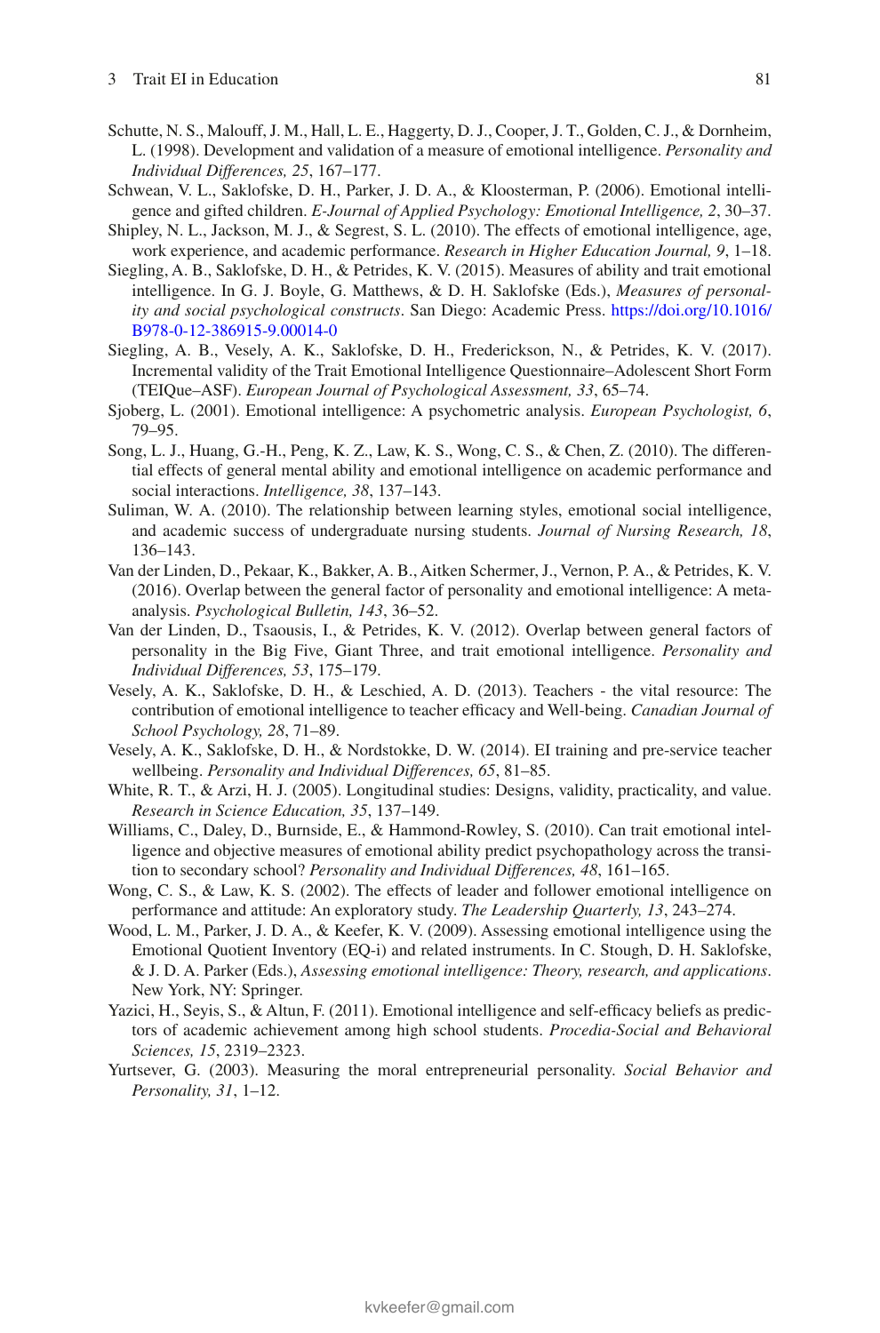Schutte, N. S., Malouff, J. M., Hall, L. E., Haggerty, D. J., Cooper, J. T., Golden, C. J., & Dornheim, L. (1998). Development and validation of a measure of emotional intelligence. *Personality and Individual Differences, 25*, 167–177.

Schwean, V. L., Saklofske, D. H., Parker, J. D. A., & Kloosterman, P. (2006). Emotional intelligence and gifted children. *E-Journal of Applied Psychology: Emotional Intelligence, 2*, 30–37.

Shipley, N. L., Jackson, M. J., & Segrest, S. L. (2010). The effects of emotional intelligence, age, work experience, and academic performance. *Research in Higher Education Journal, 9*, 1–18.

Siegling, A. B., Saklofske, D. H., & Petrides, K. V. (2015). Measures of ability and trait emotional intelligence. In G. J. Boyle, G. Matthews, & D. H. Saklofske (Eds.), *Measures of personality and social psychological constructs*. San Diego: Academic Press. https://doi.org/10.1016/B978-0-12-386915-9.00014-0

Siegling, A. B., Vesely, A. K., Saklofske, D. H., Frederickson, N., & Petrides, K. V. (2017). Incremental validity of the Trait Emotional Intelligence Questionnaire–Adolescent Short Form (TEIQue–ASF). *European Journal of Psychological Assessment, 33*, 65–74.

Sjoberg, L. (2001). Emotional intelligence: A psychometric analysis. *European Psychologist, 6*, 79–95.

Song, L. J., Huang, G.-H., Peng, K. Z., Law, K. S., Wong, C. S., & Chen, Z. (2010). The differential effects of general mental ability and emotional intelligence on academic performance and social interactions. *Intelligence, 38*, 137–143.

Suliman, W. A. (2010). The relationship between learning styles, emotional social intelligence, and academic success of undergraduate nursing students. *Journal of Nursing Research, 18*, 136–143.

Van der Linden, D., Pekaar, K., Bakker, A. B., Aitken Schermer, J., Vernon, P. A., & Petrides, K. V. (2016). Overlap between the general factor of personality and emotional intelligence: A meta-analysis. *Psychological Bulletin, 143*, 36–52.

Van der Linden, D., Tsaousis, I., & Petrides, K. V. (2012). Overlap between general factors of personality in the Big Five, Giant Three, and trait emotional intelligence. *Personality and Individual Differences, 53*, 175–179.

Vesely, A. K., Saklofske, D. H., & Leschied, A. D. (2013). Teachers - the vital resource: The contribution of emotional intelligence to teacher efficacy and Well-being. *Canadian Journal of School Psychology, 28*, 71–89.

Vesely, A. K., Saklofske, D. H., & Nordstokke, D. W. (2014). EI training and pre-service teacher wellbeing. *Personality and Individual Differences, 65*, 81–85.

White, R. T., & Arzi, H. J. (2005). Longitudinal studies: Designs, validity, practicality, and value. *Research in Science Education, 35*, 137–149.

Williams, C., Daley, D., Burnside, E., & Hammond-Rowley, S. (2010). Can trait emotional intelligence and objective measures of emotional ability predict psychopathology across the transition to secondary school? *Personality and Individual Differences, 48*, 161–165.

Wong, C. S., & Law, K. S. (2002). The effects of leader and follower emotional intelligence on performance and attitude: An exploratory study. *The Leadership Quarterly, 13*, 243–274.

Wood, L. M., Parker, J. D. A., & Keefer, K. V. (2009). Assessing emotional intelligence using the Emotional Quotient Inventory (EQ-i) and related instruments. In C. Stough, D. H. Saklofske, & J. D. A. Parker (Eds.), *Assessing emotional intelligence: Theory, research, and applications*. New York, NY: Springer.

Yazici, H., Seyis, S., & Altun, F. (2011). Emotional intelligence and self-efficacy beliefs as predictors of academic achievement among high school students. *Procedia-Social and Behavioral Sciences, 15*, 2319–2323.

Yurtsever, G. (2003). Measuring the moral entrepreneurial personality. *Social Behavior and Personality, 31*, 1–12.